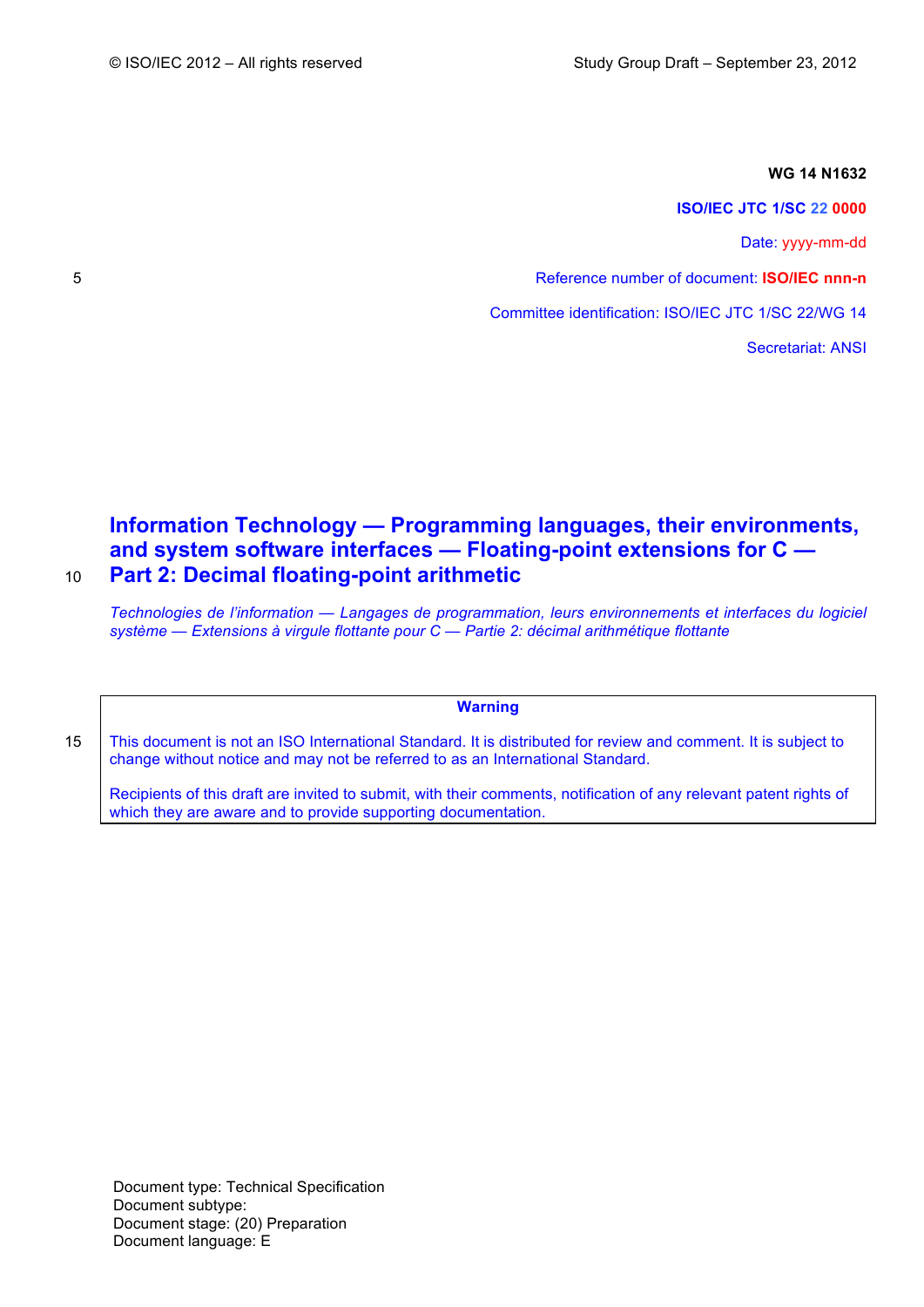**WG 14 N1632**

**ISO/IEC JTC 1/SC 22 0000**

Date: yyyy-mm-dd

Reference number of document: **ISO/IEC nnn-n**

Committee identification: ISO/IEC JTC 1/SC 22/WG 14

Secretariat: ANSI

# Information Technology — Programming languages, their environments, and system software interfaces — Floating-point extensions for C — Part 2: Decimal floating-point arithmetic

*Technologies de l'information — Langages de programmation, leurs environnements et interfaces du logiciel système — Extensions à virgule flottante pour C — Partie 2: décimal arithmétique flottante*

**Warning**

This document is not an ISO International Standard. It is distributed for review and comment. It is subject to change without notice and may not be referred to as an International Standard.

Recipients of this draft are invited to submit, with their comments, notification of any relevant patent rights of which they are aware and to provide supporting documentation.

Document type: Technical Specification
Document subtype:
Document stage: (20) Preparation
Document language: E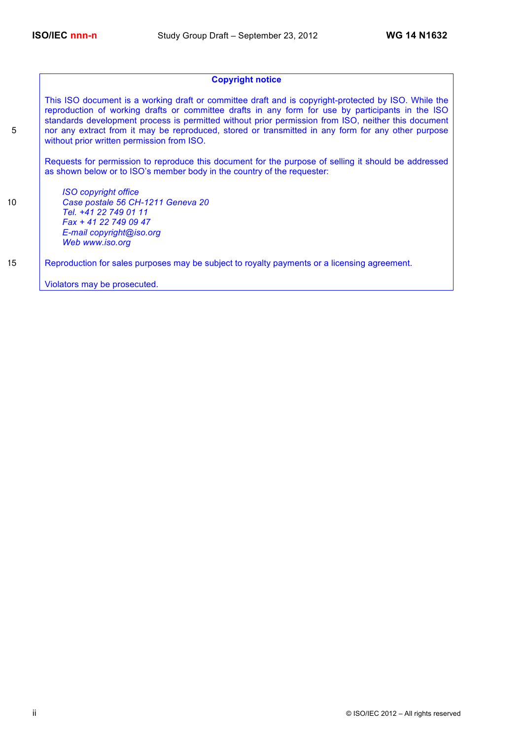**Copyright notice**

This ISO document is a working draft or committee draft and is copyright-protected by ISO. While the reproduction of working drafts or committee drafts in any form for use by participants in the ISO standards development process is permitted without prior permission from ISO, neither this document nor any extract from it may be reproduced, stored or transmitted in any form for any other purpose without prior written permission from ISO.

Requests for permission to reproduce this document for the purpose of selling it should be addressed as shown below or to ISO's member body in the country of the requester:

*ISO copyright office*
*Case postale 56 CH-1211 Geneva 20*
*Tel. +41 22 749 01 11*
*Fax + 41 22 749 09 47*
*E-mail copyright@iso.org*
*Web www.iso.org*

Reproduction for sales purposes may be subject to royalty payments or a licensing agreement.

Violators may be prosecuted.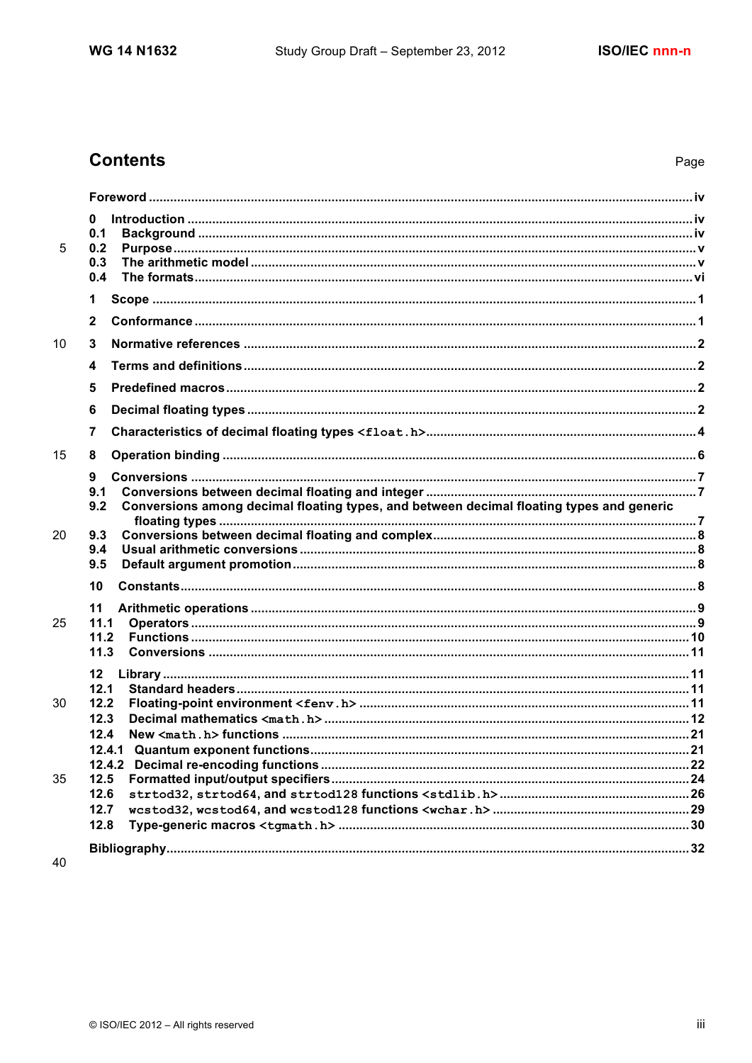## Contents

Page

**Foreword** .... iv

**0 Introduction** .... iv
**0.1 Background** .... iv
**0.2 Purpose** .... v
**0.3 The arithmetic model** .... v
**0.4 The formats** .... vi

**1 Scope** .... 1

**2 Conformance** .... 1

**3 Normative references** .... 2

**4 Terms and definitions** .... 2

**5 Predefined macros** .... 2

**6 Decimal floating types** .... 2

**7 Characteristics of decimal floating types `<float.h>`** .... 4

**8 Operation binding** .... 6

**9 Conversions** .... 7
**9.1 Conversions between decimal floating and integer** .... 7
**9.2 Conversions among decimal floating types, and between decimal floating types and generic floating types** .... 7
**9.3 Conversions between decimal floating and complex** .... 8
**9.4 Usual arithmetic conversions** .... 8
**9.5 Default argument promotion** .... 8

**10 Constants** .... 8

**11 Arithmetic operations** .... 9
**11.1 Operators** .... 9
**11.2 Functions** .... 10
**11.3 Conversions** .... 11

**12 Library** .... 11
**12.1 Standard headers** .... 11
**12.2 Floating-point environment `<fenv.h>`** .... 11
**12.3 Decimal mathematics `<math.h>`** .... 12
**12.4 New `<math.h>` functions** .... 21
**12.4.1 Quantum exponent functions** .... 21
**12.4.2 Decimal re-encoding functions** .... 22
**12.5 Formatted input/output specifiers** .... 24
**12.6 `strtod32`, `strtod64`, and `strtod128` functions `<stdlib.h>`** .... 26
**12.7 `wcstod32`, `wcstod64`, and `wcstod128` functions `<wchar.h>`** .... 29
**12.8 Type-generic macros `<tgmath.h>`** .... 30

**Bibliography** .... 32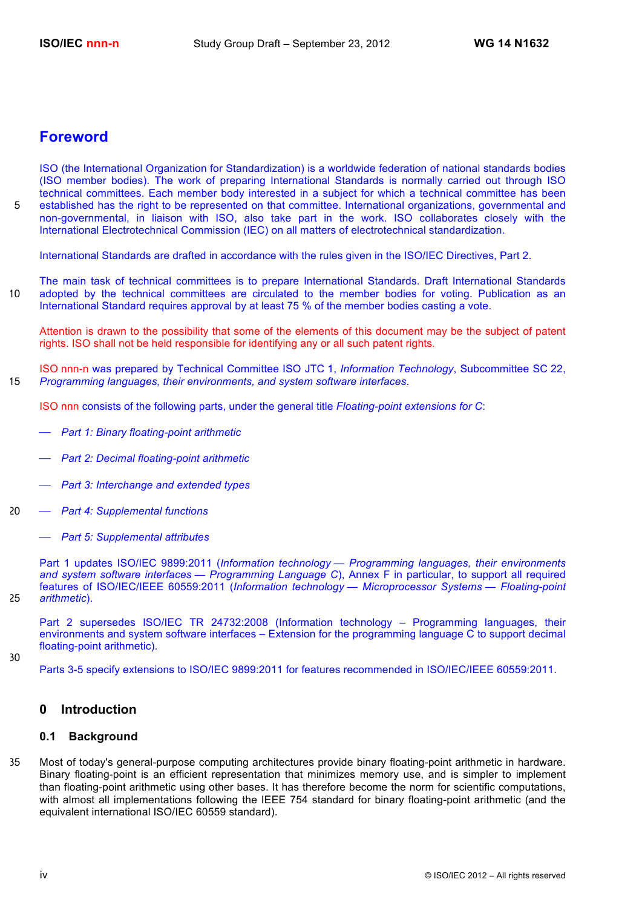# Foreword

ISO (the International Organization for Standardization) is a worldwide federation of national standards bodies (ISO member bodies). The work of preparing International Standards is normally carried out through ISO technical committees. Each member body interested in a subject for which a technical committee has been established has the right to be represented on that committee. International organizations, governmental and non-governmental, in liaison with ISO, also take part in the work. ISO collaborates closely with the International Electrotechnical Commission (IEC) on all matters of electrotechnical standardization.

International Standards are drafted in accordance with the rules given in the ISO/IEC Directives, Part 2.

The main task of technical committees is to prepare International Standards. Draft International Standards adopted by the technical committees are circulated to the member bodies for voting. Publication as an International Standard requires approval by at least 75 % of the member bodies casting a vote.

Attention is drawn to the possibility that some of the elements of this document may be the subject of patent rights. ISO shall not be held responsible for identifying any or all such patent rights.

ISO nnn-n was prepared by Technical Committee ISO JTC 1, *Information Technology*, Subcommittee SC 22, *Programming languages, their environments, and system software interfaces*.

ISO nnn consists of the following parts, under the general title *Floating-point extensions for C*:

— *Part 1: Binary floating-point arithmetic*

— *Part 2: Decimal floating-point arithmetic*

— *Part 3: Interchange and extended types*

— *Part 4: Supplemental functions*

— *Part 5: Supplemental attributes*

Part 1 updates ISO/IEC 9899:2011 (*Information technology — Programming languages, their environments and system software interfaces — Programming Language C*), Annex F in particular, to support all required features of ISO/IEC/IEEE 60559:2011 (*Information technology — Microprocessor Systems — Floating-point arithmetic*).

Part 2 supersedes ISO/IEC TR 24732:2008 (Information technology – Programming languages, their environments and system software interfaces – Extension for the programming language C to support decimal floating-point arithmetic).

Parts 3-5 specify extensions to ISO/IEC 9899:2011 for features recommended in ISO/IEC/IEEE 60559:2011.

## 0 Introduction

### 0.1 Background

Most of today's general-purpose computing architectures provide binary floating-point arithmetic in hardware. Binary floating-point is an efficient representation that minimizes memory use, and is simpler to implement than floating-point arithmetic using other bases. It has therefore become the norm for scientific computations, with almost all implementations following the IEEE 754 standard for binary floating-point arithmetic (and the equivalent international ISO/IEC 60559 standard).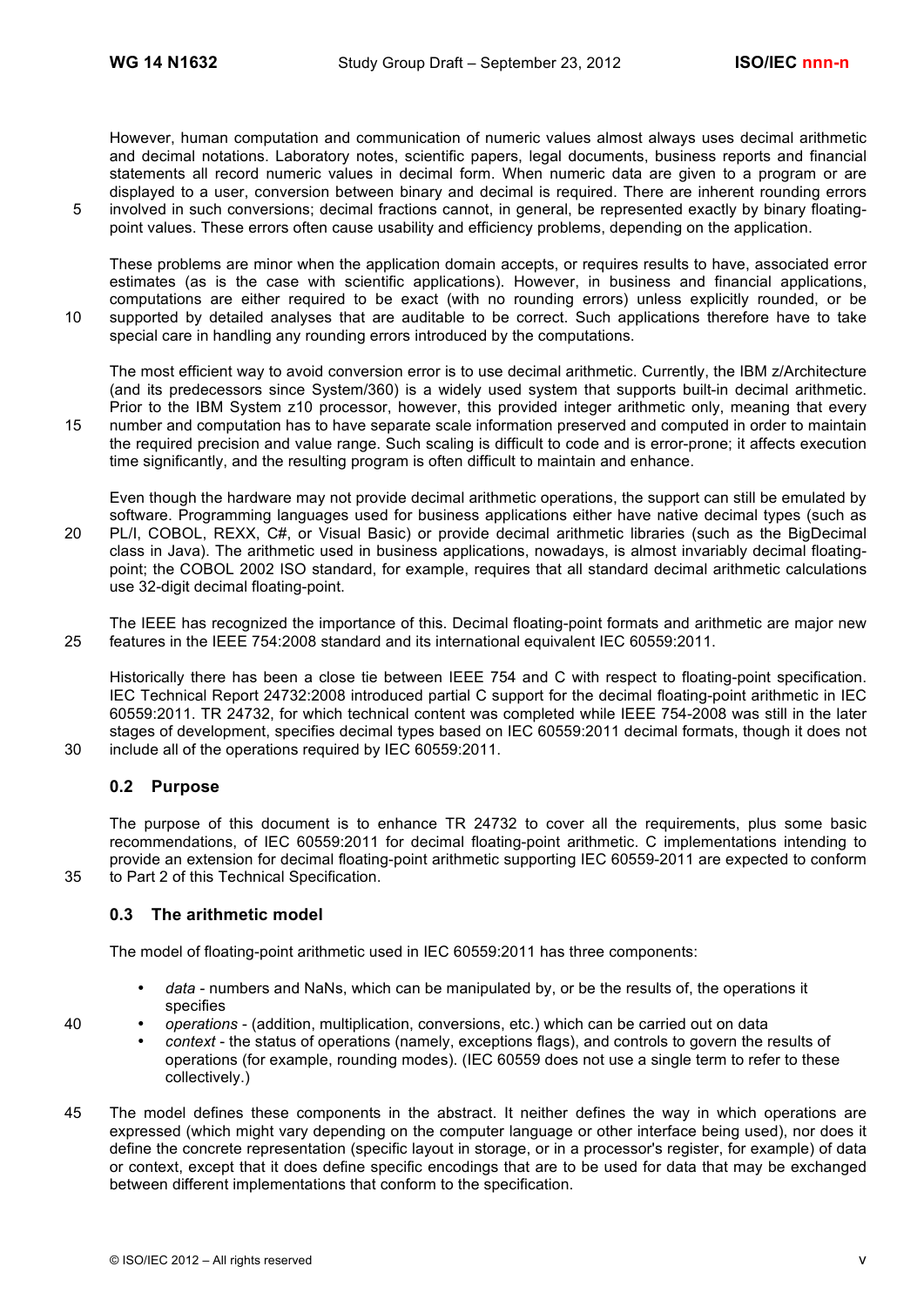However, human computation and communication of numeric values almost always uses decimal arithmetic and decimal notations. Laboratory notes, scientific papers, legal documents, business reports and financial statements all record numeric values in decimal form. When numeric data are given to a program or are displayed to a user, conversion between binary and decimal is required. There are inherent rounding errors involved in such conversions; decimal fractions cannot, in general, be represented exactly by binary floating-point values. These errors often cause usability and efficiency problems, depending on the application.

These problems are minor when the application domain accepts, or requires results to have, associated error estimates (as is the case with scientific applications). However, in business and financial applications, computations are either required to be exact (with no rounding errors) unless explicitly rounded, or be supported by detailed analyses that are auditable to be correct. Such applications therefore have to take special care in handling any rounding errors introduced by the computations.

The most efficient way to avoid conversion error is to use decimal arithmetic. Currently, the IBM z/Architecture (and its predecessors since System/360) is a widely used system that supports built-in decimal arithmetic. Prior to the IBM System z10 processor, however, this provided integer arithmetic only, meaning that every number and computation has to have separate scale information preserved and computed in order to maintain the required precision and value range. Such scaling is difficult to code and is error-prone; it affects execution time significantly, and the resulting program is often difficult to maintain and enhance.

Even though the hardware may not provide decimal arithmetic operations, the support can still be emulated by software. Programming languages used for business applications either have native decimal types (such as PL/I, COBOL, REXX, C#, or Visual Basic) or provide decimal arithmetic libraries (such as the BigDecimal class in Java). The arithmetic used in business applications, nowadays, is almost invariably decimal floating-point; the COBOL 2002 ISO standard, for example, requires that all standard decimal arithmetic calculations use 32-digit decimal floating-point.

The IEEE has recognized the importance of this. Decimal floating-point formats and arithmetic are major new features in the IEEE 754:2008 standard and its international equivalent IEC 60559:2011.

Historically there has been a close tie between IEEE 754 and C with respect to floating-point specification. IEC Technical Report 24732:2008 introduced partial C support for the decimal floating-point arithmetic in IEC 60559:2011. TR 24732, for which technical content was completed while IEEE 754-2008 was still in the later stages of development, specifies decimal types based on IEC 60559:2011 decimal formats, though it does not include all of the operations required by IEC 60559:2011.

## 0.2 Purpose

The purpose of this document is to enhance TR 24732 to cover all the requirements, plus some basic recommendations, of IEC 60559:2011 for decimal floating-point arithmetic. C implementations intending to provide an extension for decimal floating-point arithmetic supporting IEC 60559-2011 are expected to conform to Part 2 of this Technical Specification.

## 0.3 The arithmetic model

The model of floating-point arithmetic used in IEC 60559:2011 has three components:

- *data* - numbers and NaNs, which can be manipulated by, or be the results of, the operations it specifies
- *operations* - (addition, multiplication, conversions, etc.) which can be carried out on data
- *context* - the status of operations (namely, exceptions flags), and controls to govern the results of operations (for example, rounding modes). (IEC 60559 does not use a single term to refer to these collectively.)

The model defines these components in the abstract. It neither defines the way in which operations are expressed (which might vary depending on the computer language or other interface being used), nor does it define the concrete representation (specific layout in storage, or in a processor's register, for example) of data or context, except that it does define specific encodings that are to be used for data that may be exchanged between different implementations that conform to the specification.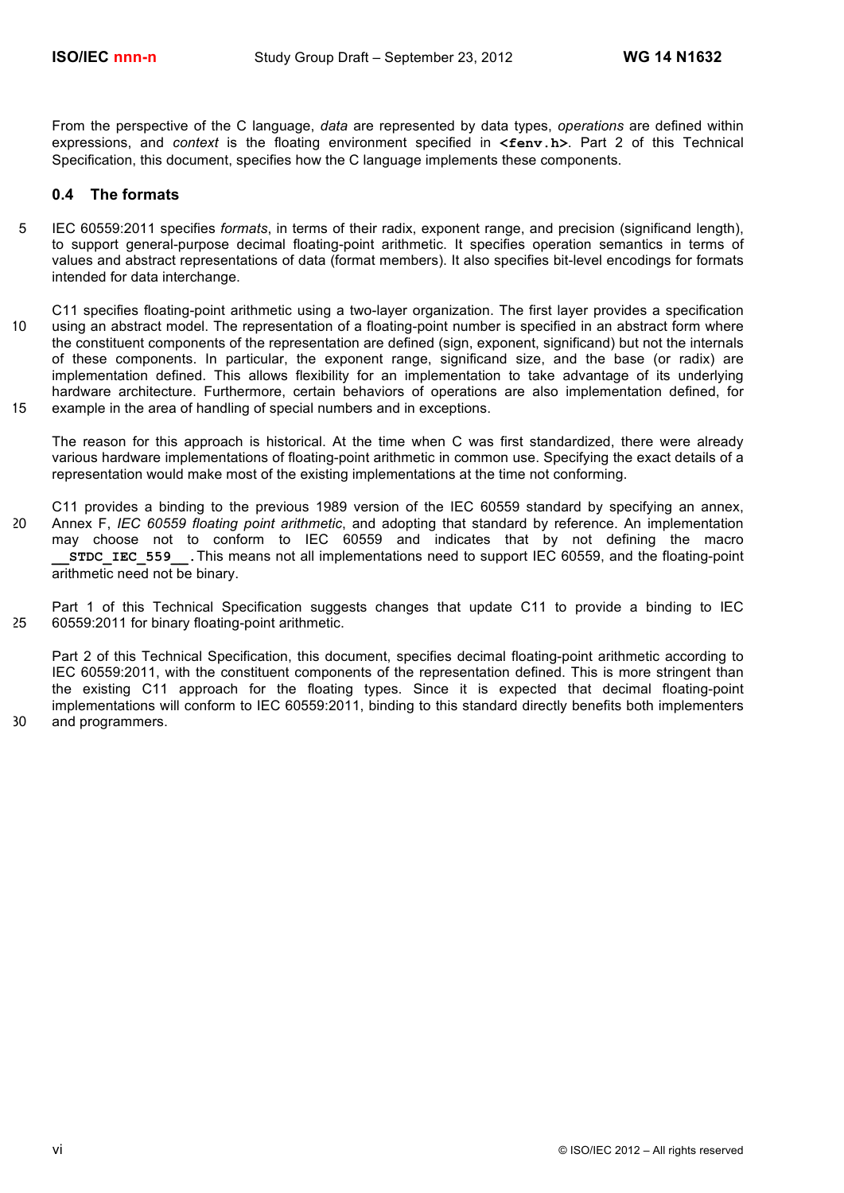From the perspective of the C language, *data* are represented by data types, *operations* are defined within expressions, and *context* is the floating environment specified in **<fenv.h>**. Part 2 of this Technical Specification, this document, specifies how the C language implements these components.

## 0.4 The formats

IEC 60559:2011 specifies *formats*, in terms of their radix, exponent range, and precision (significand length), to support general-purpose decimal floating-point arithmetic. It specifies operation semantics in terms of values and abstract representations of data (format members). It also specifies bit-level encodings for formats intended for data interchange.

C11 specifies floating-point arithmetic using a two-layer organization. The first layer provides a specification using an abstract model. The representation of a floating-point number is specified in an abstract form where the constituent components of the representation are defined (sign, exponent, significand) but not the internals of these components. In particular, the exponent range, significand size, and the base (or radix) are implementation defined. This allows flexibility for an implementation to take advantage of its underlying hardware architecture. Furthermore, certain behaviors of operations are also implementation defined, for example in the area of handling of special numbers and in exceptions.

The reason for this approach is historical. At the time when C was first standardized, there were already various hardware implementations of floating-point arithmetic in common use. Specifying the exact details of a representation would make most of the existing implementations at the time not conforming.

C11 provides a binding to the previous 1989 version of the IEC 60559 standard by specifying an annex, Annex F, *IEC 60559 floating point arithmetic*, and adopting that standard by reference. An implementation may choose not to conform to IEC 60559 and indicates that by not defining the macro **__STDC_IEC_559__**. This means not all implementations need to support IEC 60559, and the floating-point arithmetic need not be binary.

Part 1 of this Technical Specification suggests changes that update C11 to provide a binding to IEC 60559:2011 for binary floating-point arithmetic.

Part 2 of this Technical Specification, this document, specifies decimal floating-point arithmetic according to IEC 60559:2011, with the constituent components of the representation defined. This is more stringent than the existing C11 approach for the floating types. Since it is expected that decimal floating-point implementations will conform to IEC 60559:2011, binding to this standard directly benefits both implementers and programmers.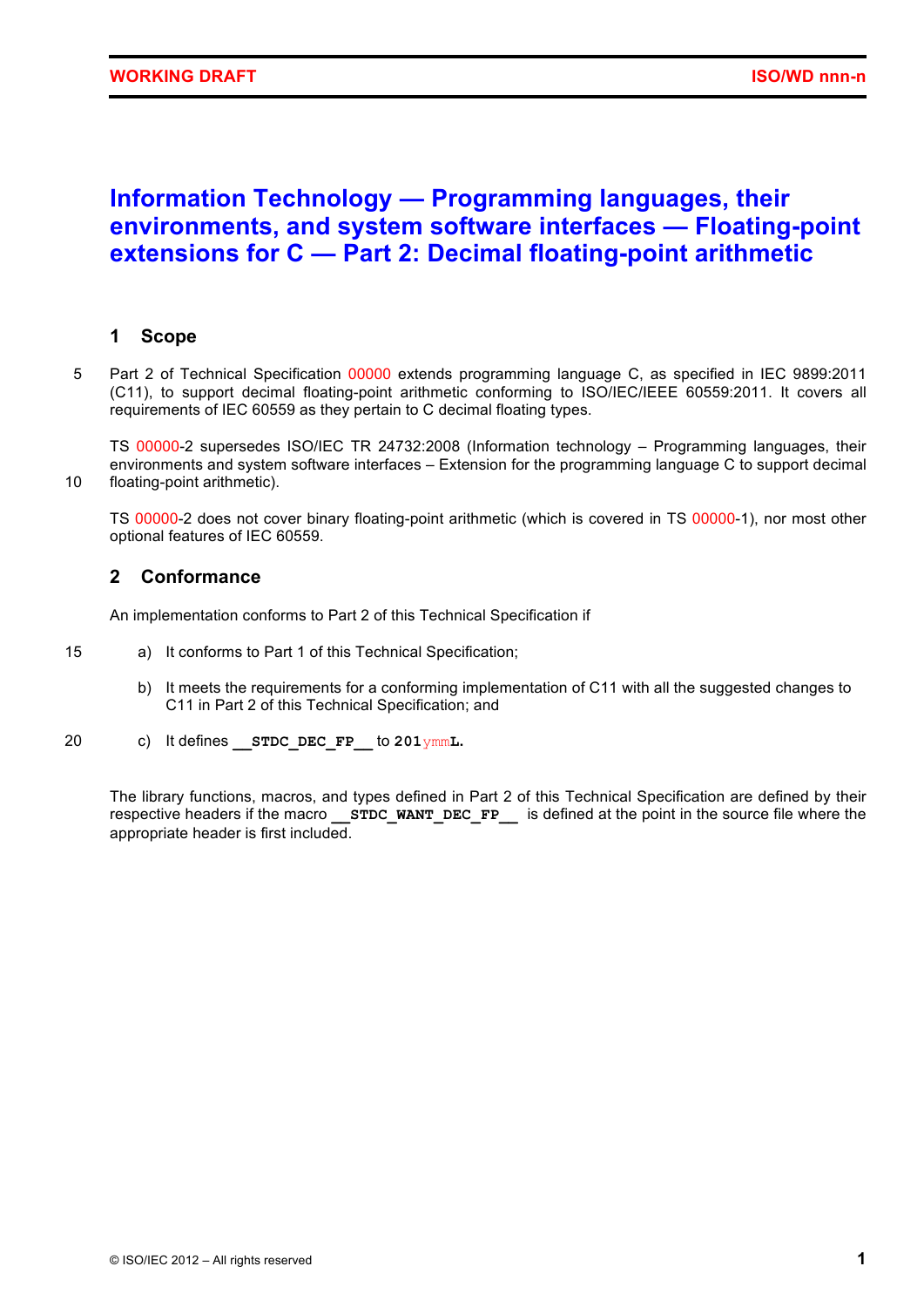# Information Technology — Programming languages, their environments, and system software interfaces — Floating-point extensions for C — Part 2: Decimal floating-point arithmetic

## 1 Scope

Part 2 of Technical Specification 00000 extends programming language C, as specified in IEC 9899:2011 (C11), to support decimal floating-point arithmetic conforming to ISO/IEC/IEEE 60559:2011. It covers all requirements of IEC 60559 as they pertain to C decimal floating types.

TS 00000-2 supersedes ISO/IEC TR 24732:2008 (Information technology – Programming languages, their environments and system software interfaces – Extension for the programming language C to support decimal floating-point arithmetic).

TS 00000-2 does not cover binary floating-point arithmetic (which is covered in TS 00000-1), nor most other optional features of IEC 60559.

## 2 Conformance

An implementation conforms to Part 2 of this Technical Specification if

a) It conforms to Part 1 of this Technical Specification;

b) It meets the requirements for a conforming implementation of C11 with all the suggested changes to C11 in Part 2 of this Technical Specification; and

c) It defines `__STDC_DEC_FP__` to `201ymmL`.

The library functions, macros, and types defined in Part 2 of this Technical Specification are defined by their respective headers if the macro `__STDC_WANT_DEC_FP__` is defined at the point in the source file where the appropriate header is first included.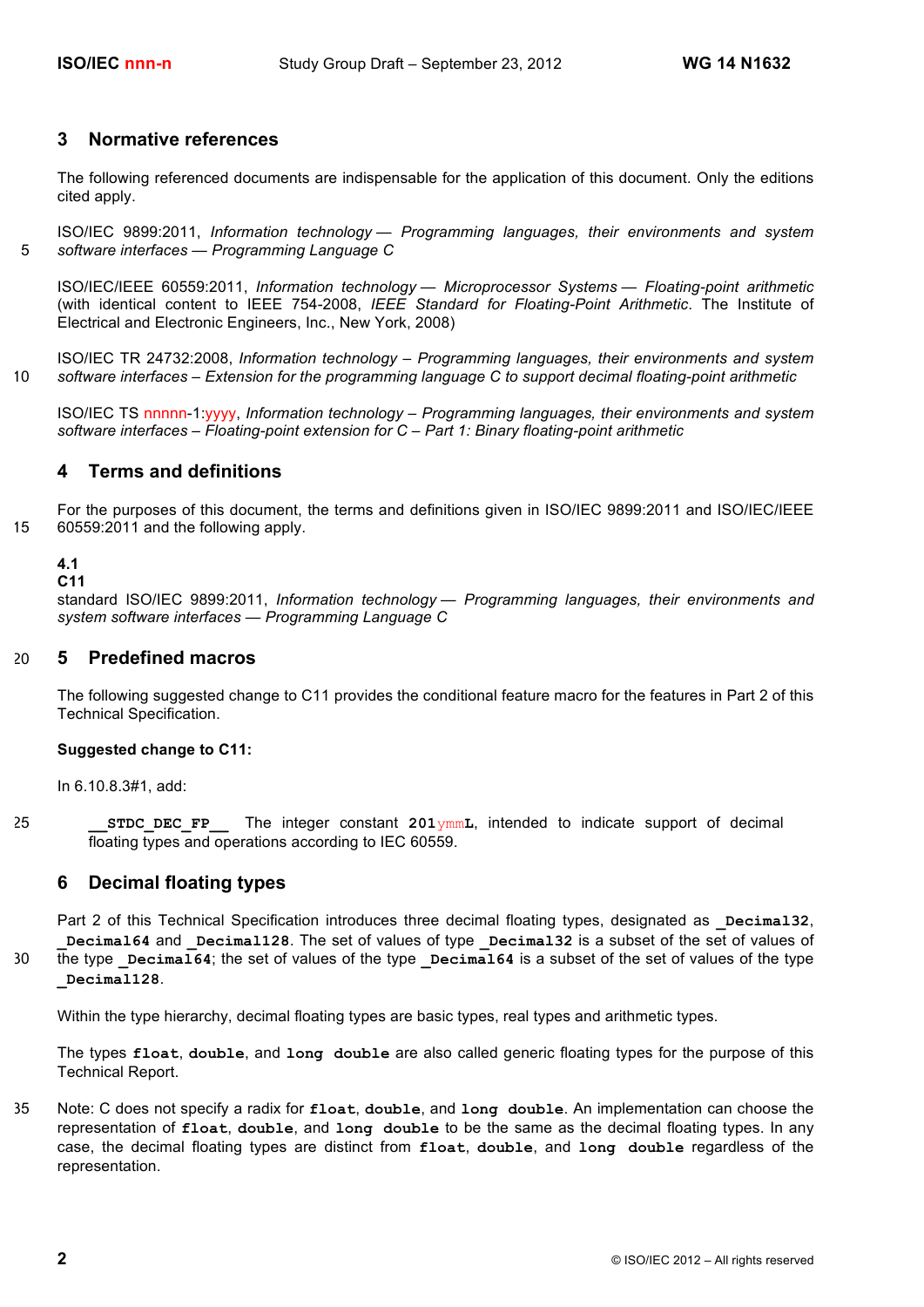## 3 Normative references

The following referenced documents are indispensable for the application of this document. Only the editions cited apply.

ISO/IEC 9899:2011, *Information technology — Programming languages, their environments and system software interfaces — Programming Language C*

ISO/IEC/IEEE 60559:2011, *Information technology — Microprocessor Systems — Floating-point arithmetic* (with identical content to IEEE 754-2008, *IEEE Standard for Floating-Point Arithmetic*. The Institute of Electrical and Electronic Engineers, Inc., New York, 2008)

ISO/IEC TR 24732:2008, *Information technology – Programming languages, their environments and system software interfaces – Extension for the programming language C to support decimal floating-point arithmetic*

ISO/IEC TS nnnnn-1:yyyy, *Information technology – Programming languages, their environments and system software interfaces – Floating-point extension for C – Part 1: Binary floating-point arithmetic*

## 4 Terms and definitions

For the purposes of this document, the terms and definitions given in ISO/IEC 9899:2011 and ISO/IEC/IEEE 60559:2011 and the following apply.

**4.1**
**C11**
standard ISO/IEC 9899:2011, *Information technology — Programming languages, their environments and system software interfaces — Programming Language C*

## 5 Predefined macros

The following suggested change to C11 provides the conditional feature macro for the features in Part 2 of this Technical Specification.

**Suggested change to C11:**

In 6.10.8.3#1, add:

> `__STDC_DEC_FP__` The integer constant `201ymmL`, intended to indicate support of decimal floating types and operations according to IEC 60559.

## 6 Decimal floating types

Part 2 of this Technical Specification introduces three decimal floating types, designated as `_Decimal32`, `_Decimal64` and `_Decimal128`. The set of values of type `_Decimal32` is a subset of the set of values of the type `_Decimal64`; the set of values of the type `_Decimal64` is a subset of the set of values of the type `_Decimal128`.

Within the type hierarchy, decimal floating types are basic types, real types and arithmetic types.

The types `float`, `double`, and `long double` are also called generic floating types for the purpose of this Technical Report.

Note: C does not specify a radix for `float`, `double`, and `long double`. An implementation can choose the representation of `float`, `double`, and `long double` to be the same as the decimal floating types. In any case, the decimal floating types are distinct from `float`, `double`, and `long double` regardless of the representation.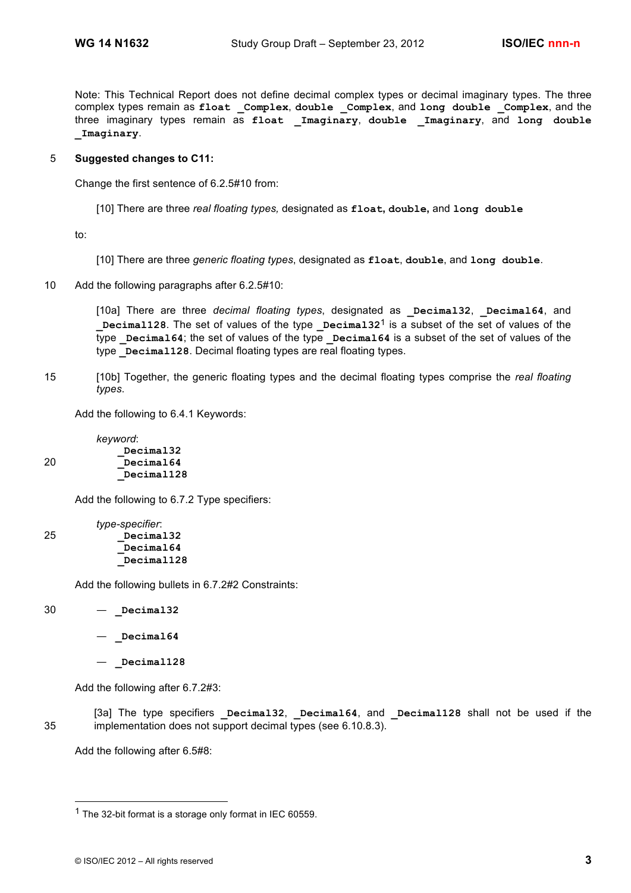Note: This Technical Report does not define decimal complex types or decimal imaginary types. The three complex types remain as **float _Complex**, **double _Complex**, and **long double _Complex**, and the three imaginary types remain as **float _Imaginary**, **double _Imaginary**, and **long double _Imaginary**.

**Suggested changes to C11:**

Change the first sentence of 6.2.5#10 from:

> [10] There are three *real floating types,* designated as **float, double,** and **long double**

to:

> [10] There are three *generic floating types*, designated as **float**, **double**, and **long double**.

Add the following paragraphs after 6.2.5#10:

> [10a] There are three *decimal floating types*, designated as **_Decimal32**, **_Decimal64**, and **_Decimal128**. The set of values of the type **_Decimal32**[1] is a subset of the set of values of the type **_Decimal64**; the set of values of the type **_Decimal64** is a subset of the set of values of the type **_Decimal128**. Decimal floating types are real floating types.
>
> [10b] Together, the generic floating types and the decimal floating types comprise the *real floating types*.

Add the following to 6.4.1 Keywords:

> *keyword*:
> **_Decimal32**
> **_Decimal64**
> **_Decimal128**

Add the following to 6.7.2 Type specifiers:

> *type-specifier*:
> **_Decimal32**
> **_Decimal64**
> **_Decimal128**

Add the following bullets in 6.7.2#2 Constraints:

> — **_Decimal32**
>
> — **_Decimal64**
>
> — **_Decimal128**

Add the following after 6.7.2#3:

> [3a] The type specifiers **_Decimal32**, **_Decimal64**, and **_Decimal128** shall not be used if the implementation does not support decimal types (see 6.10.8.3).

Add the following after 6.5#8:

---

[1] The 32-bit format is a storage only format in IEC 60559.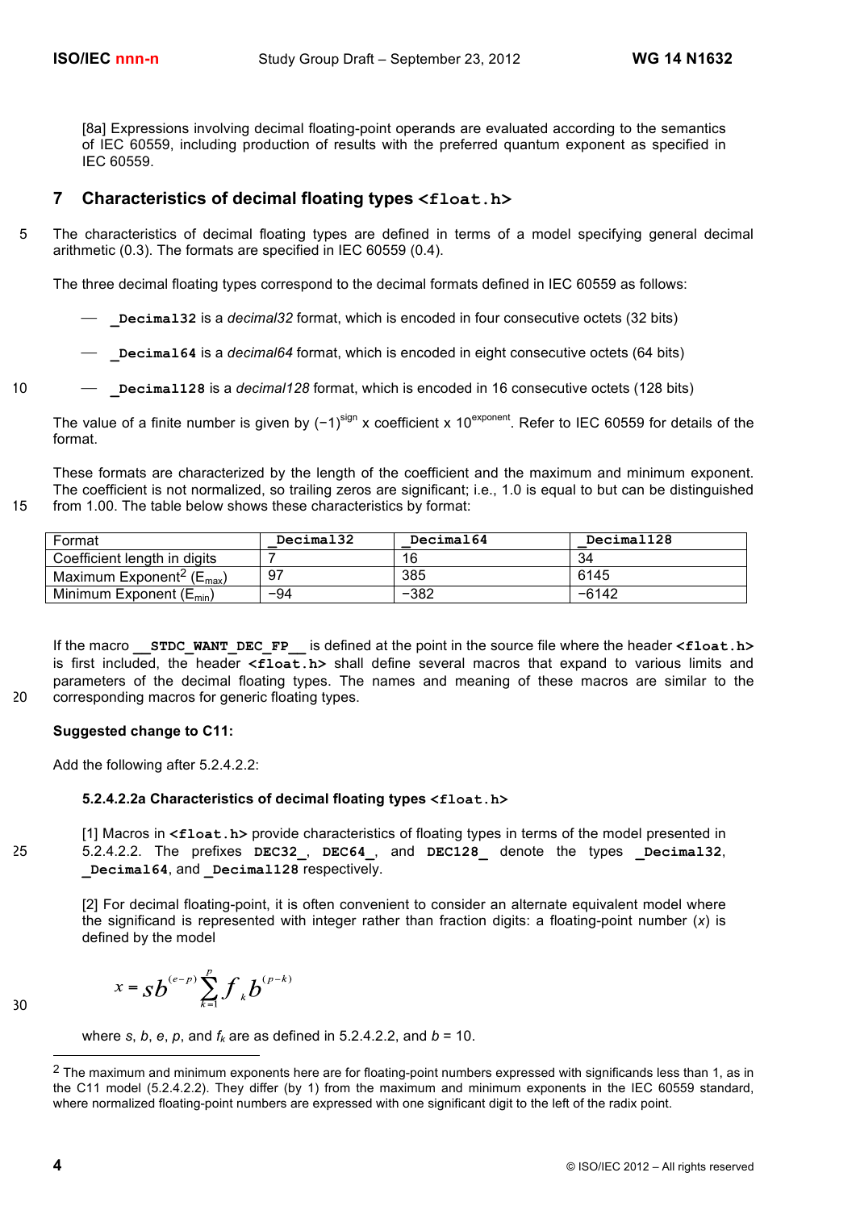[8a] Expressions involving decimal floating-point operands are evaluated according to the semantics of IEC 60559, including production of results with the preferred quantum exponent as specified in IEC 60559.

## 7 Characteristics of decimal floating types `<float.h>`

The characteristics of decimal floating types are defined in terms of a model specifying general decimal arithmetic (0.3). The formats are specified in IEC 60559 (0.4).

The three decimal floating types correspond to the decimal formats defined in IEC 60559 as follows:

— `_Decimal32` is a *decimal32* format, which is encoded in four consecutive octets (32 bits)

— `_Decimal64` is a *decimal64* format, which is encoded in eight consecutive octets (64 bits)

— `_Decimal128` is a *decimal128* format, which is encoded in 16 consecutive octets (128 bits)

The value of a finite number is given by $(-1)^{sign}$ x coefficient x $10^{exponent}$. Refer to IEC 60559 for details of the format.

These formats are characterized by the length of the coefficient and the maximum and minimum exponent. The coefficient is not normalized, so trailing zeros are significant; i.e., 1.0 is equal to but can be distinguished from 1.00. The table below shows these characteristics by format:

| Format | `_Decimal32` | `_Decimal64` | `_Decimal128` |
|---|---|---|---|
| Coefficient length in digits | 7 | 16 | 34 |
| Maximum Exponent[2] ($E_{max}$) | 97 | 385 | 6145 |
| Minimum Exponent ($E_{min}$) | −94 | −382 | −6142 |

If the macro `__STDC_WANT_DEC_FP__` is defined at the point in the source file where the header `<float.h>` is first included, the header `<float.h>` shall define several macros that expand to various limits and parameters of the decimal floating types. The names and meaning of these macros are similar to the corresponding macros for generic floating types.

**Suggested change to C11:**

Add the following after 5.2.4.2.2:

**5.2.4.2.2a Characteristics of decimal floating types `<float.h>`**

[1] Macros in `<float.h>` provide characteristics of floating types in terms of the model presented in 5.2.4.2.2. The prefixes `DEC32_`, `DEC64_`, and `DEC128_` denote the types `_Decimal32`, `_Decimal64`, and `_Decimal128` respectively.

[2] For decimal floating-point, it is often convenient to consider an alternate equivalent model where the significand is represented with integer rather than fraction digits: a floating-point number ($x$) is defined by the model

$$x = sb^{(e-p)} \sum_{k=1}^{p} f_k b^{(p-k)}$$

where $s$, $b$, $e$, $p$, and $f_k$ are as defined in 5.2.4.2.2, and $b = 10$.

---

[2] The maximum and minimum exponents here are for floating-point numbers expressed with significands less than 1, as in the C11 model (5.2.4.2.2). They differ (by 1) from the maximum and minimum exponents in the IEC 60559 standard, where normalized floating-point numbers are expressed with one significant digit to the left of the radix point.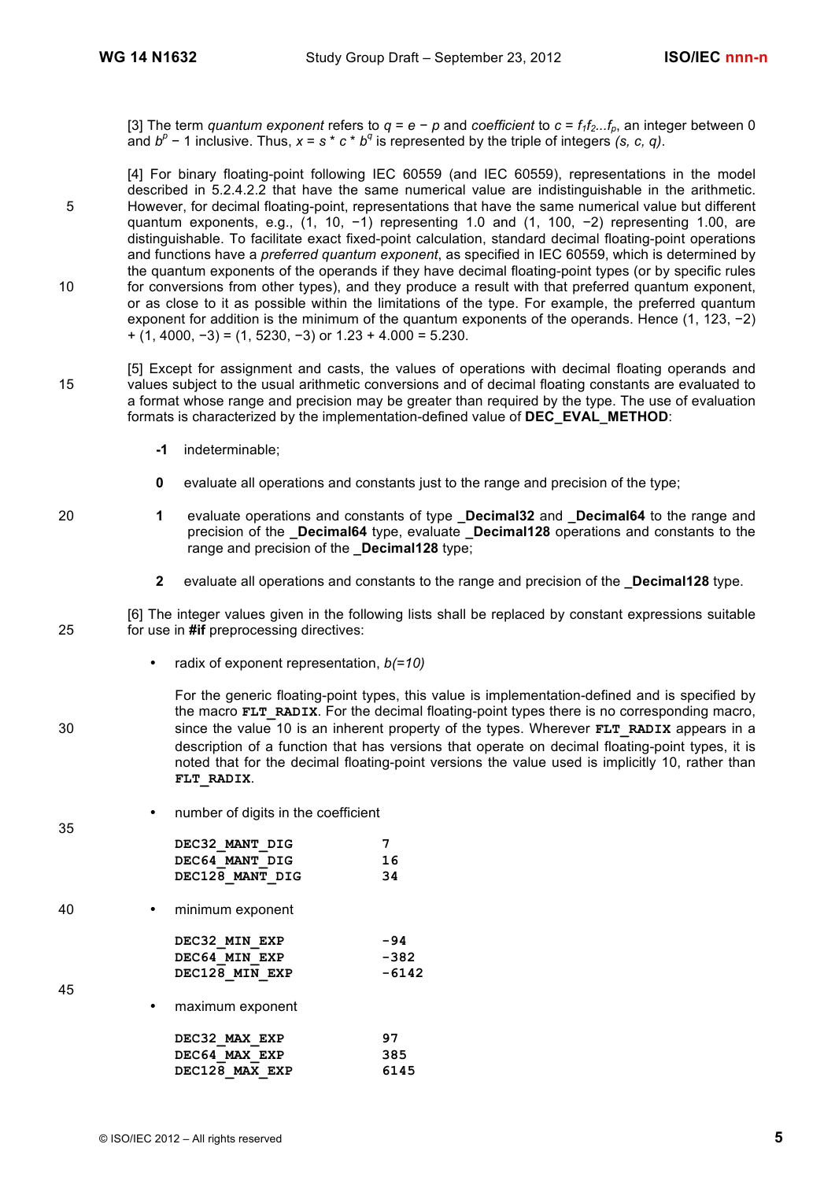[3] The term *quantum exponent* refers to $q = e - p$ and *coefficient* to $c = f_1 f_2 ... f_p$, an integer between 0 and $b^p - 1$ inclusive. Thus, $x = s * c * b^q$ is represented by the triple of integers *(s, c, q)*.

[4] For binary floating-point following IEC 60559 (and IEC 60559), representations in the model described in 5.2.4.2.2 that have the same numerical value are indistinguishable in the arithmetic. However, for decimal floating-point, representations that have the same numerical value but different quantum exponents, e.g., (1, 10, −1) representing 1.0 and (1, 100, −2) representing 1.00, are distinguishable. To facilitate exact fixed-point calculation, standard decimal floating-point operations and functions have a *preferred quantum exponent*, as specified in IEC 60559, which is determined by the quantum exponents of the operands if they have decimal floating-point types (or by specific rules for conversions from other types), and they produce a result with that preferred quantum exponent, or as close to it as possible within the limitations of the type. For example, the preferred quantum exponent for addition is the minimum of the quantum exponents of the operands. Hence (1, 123, −2) + (1, 4000, −3) = (1, 5230, −3) or 1.23 + 4.000 = 5.230.

[5] Except for assignment and casts, the values of operations with decimal floating operands and values subject to the usual arithmetic conversions and of decimal floating constants are evaluated to a format whose range and precision may be greater than required by the type. The use of evaluation formats is characterized by the implementation-defined value of **DEC_EVAL_METHOD**:

- **-1** indeterminable;
- **0** evaluate all operations and constants just to the range and precision of the type;
- **1** evaluate operations and constants of type **_Decimal32** and **_Decimal64** to the range and precision of the **_Decimal64** type, evaluate **_Decimal128** operations and constants to the range and precision of the **_Decimal128** type;
- **2** evaluate all operations and constants to the range and precision of the **_Decimal128** type.

[6] The integer values given in the following lists shall be replaced by constant expressions suitable for use in **#if** preprocessing directives:

- radix of exponent representation, *b(=10)*

  For the generic floating-point types, this value is implementation-defined and is specified by the macro `FLT_RADIX`. For the decimal floating-point types there is no corresponding macro, since the value 10 is an inherent property of the types. Wherever `FLT_RADIX` appears in a description of a function that has versions that operate on decimal floating-point types, it is noted that for the decimal floating-point versions the value used is implicitly 10, rather than `FLT_RADIX`.

- number of digits in the coefficient

```
DEC32_MANT_DIG          7
DEC64_MANT_DIG          16
DEC128_MANT_DIG         34
```

- minimum exponent

```
DEC32_MIN_EXP           -94
DEC64_MIN_EXP           -382
DEC128_MIN_EXP          -6142
```

- maximum exponent

```
DEC32_MAX_EXP           97
DEC64_MAX_EXP           385
DEC128_MAX_EXP          6145
```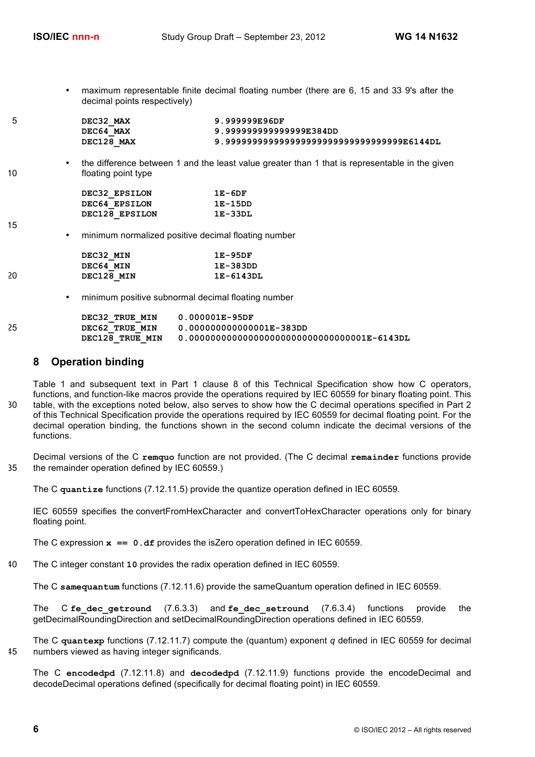- maximum representable finite decimal floating number (there are 6, 15 and 33 9's after the decimal points respectively)

```
DEC32_MAX               9.999999E96DF
DEC64_MAX               9.999999999999999E384DD
DEC128_MAX              9.999999999999999999999999999999999E6144DL
```

- the difference between 1 and the least value greater than 1 that is representable in the given floating point type

```
DEC32_EPSILON           1E-6DF
DEC64_EPSILON           1E-15DD
DEC128_EPSILON          1E-33DL
```

- minimum normalized positive decimal floating number

```
DEC32_MIN               1E-95DF
DEC64_MIN               1E-383DD
DEC128_MIN              1E-6143DL
```

- minimum positive subnormal decimal floating number

```
DEC32_TRUE_MIN     0.000001E-95DF
DEC62_TRUE_MIN     0.000000000000001E-383DD
DEC128_TRUE_MIN    0.000000000000000000000000000000001E-6143DL
```

## 8 Operation binding

Table 1 and subsequent text in Part 1 clause 8 of this Technical Specification show how C operators, functions, and function-like macros provide the operations required by IEC 60559 for binary floating point. This table, with the exceptions noted below, also serves to show how the C decimal operations specified in Part 2 of this Technical Specification provide the operations required by IEC 60559 for decimal floating point. For the decimal operation binding, the functions shown in the second column indicate the decimal versions of the functions.

Decimal versions of the C **remquo** function are not provided. (The C decimal **remainder** functions provide the remainder operation defined by IEC 60559.)

The C **quantize** functions (7.12.11.5) provide the quantize operation defined in IEC 60559.

IEC 60559 specifies the convertFromHexCharacter and convertToHexCharacter operations only for binary floating point.

The C expression **x == 0.df** provides the isZero operation defined in IEC 60559.

The C integer constant **10** provides the radix operation defined in IEC 60559.

The C **samequantum** functions (7.12.11.6) provide the sameQuantum operation defined in IEC 60559.

The C **fe_dec_getround** (7.6.3.3) and **fe_dec_setround** (7.6.3.4) functions provide the getDecimalRoundingDirection and setDecimalRoundingDirection operations defined in IEC 60559.

The C **quantexp** functions (7.12.11.7) compute the (quantum) exponent *q* defined in IEC 60559 for decimal numbers viewed as having integer significands.

The C **encodedpd** (7.12.11.8) and **decodedpd** (7.12.11.9) functions provide the encodeDecimal and decodeDecimal operations defined (specifically for decimal floating point) in IEC 60559.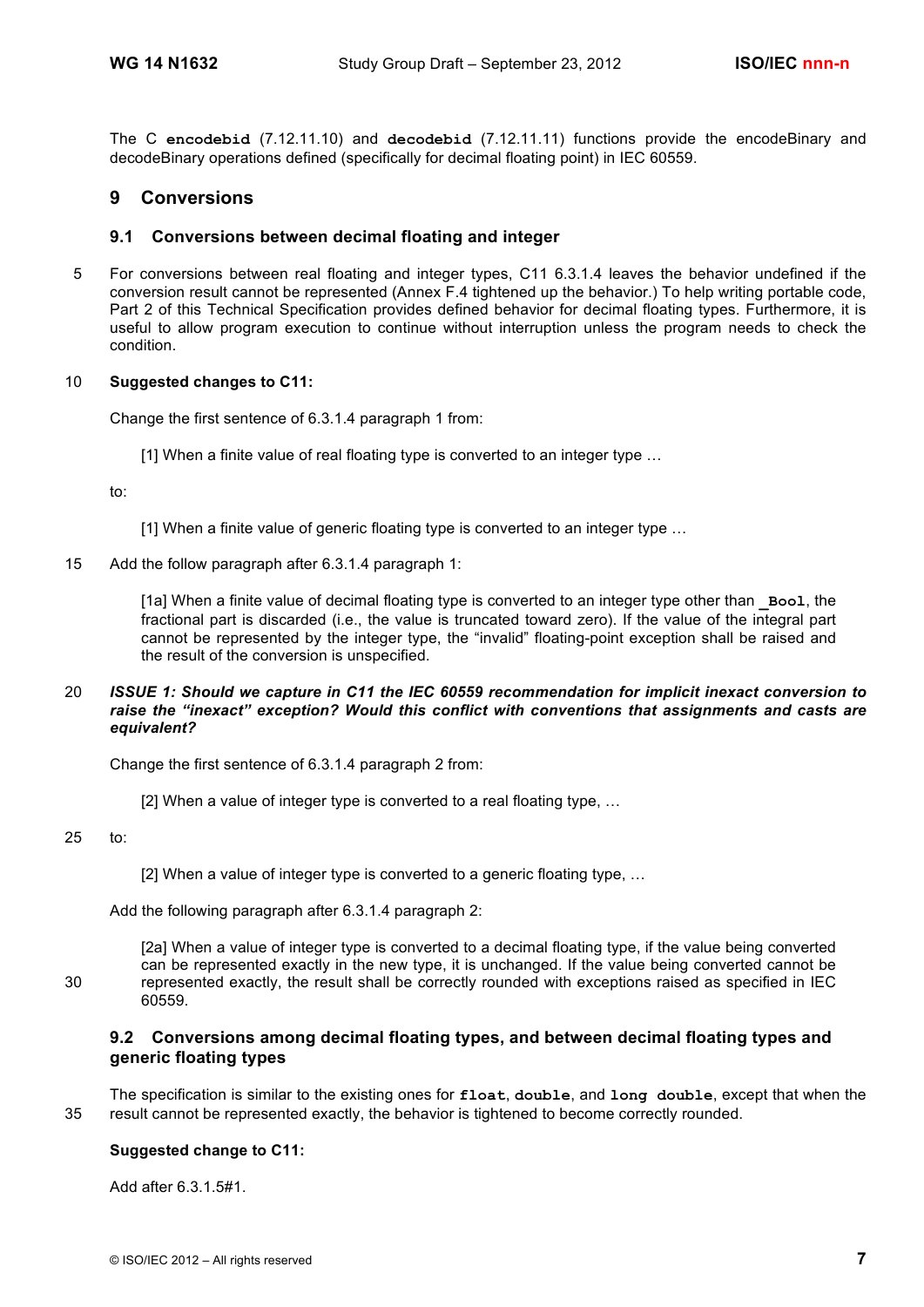The C **encodebid** (7.12.11.10) and **decodebid** (7.12.11.11) functions provide the encodeBinary and decodeBinary operations defined (specifically for decimal floating point) in IEC 60559.

## 9 Conversions

### 9.1 Conversions between decimal floating and integer

For conversions between real floating and integer types, C11 6.3.1.4 leaves the behavior undefined if the conversion result cannot be represented (Annex F.4 tightened up the behavior.) To help writing portable code, Part 2 of this Technical Specification provides defined behavior for decimal floating types. Furthermore, it is useful to allow program execution to continue without interruption unless the program needs to check the condition.

**Suggested changes to C11:**

Change the first sentence of 6.3.1.4 paragraph 1 from:

> [1] When a finite value of real floating type is converted to an integer type …

to:

> [1] When a finite value of generic floating type is converted to an integer type …

Add the follow paragraph after 6.3.1.4 paragraph 1:

> [1a] When a finite value of decimal floating type is converted to an integer type other than **_Bool**, the fractional part is discarded (i.e., the value is truncated toward zero). If the value of the integral part cannot be represented by the integer type, the “invalid” floating-point exception shall be raised and the result of the conversion is unspecified.

***ISSUE 1: Should we capture in C11 the IEC 60559 recommendation for implicit inexact conversion to raise the “inexact” exception? Would this conflict with conventions that assignments and casts are equivalent?***

Change the first sentence of 6.3.1.4 paragraph 2 from:

> [2] When a value of integer type is converted to a real floating type, …

to:

> [2] When a value of integer type is converted to a generic floating type, …

Add the following paragraph after 6.3.1.4 paragraph 2:

> [2a] When a value of integer type is converted to a decimal floating type, if the value being converted can be represented exactly in the new type, it is unchanged. If the value being converted cannot be represented exactly, the result shall be correctly rounded with exceptions raised as specified in IEC 60559.

### 9.2 Conversions among decimal floating types, and between decimal floating types and generic floating types

The specification is similar to the existing ones for **float**, **double**, and **long double**, except that when the result cannot be represented exactly, the behavior is tightened to become correctly rounded.

**Suggested change to C11:**

Add after 6.3.1.5#1.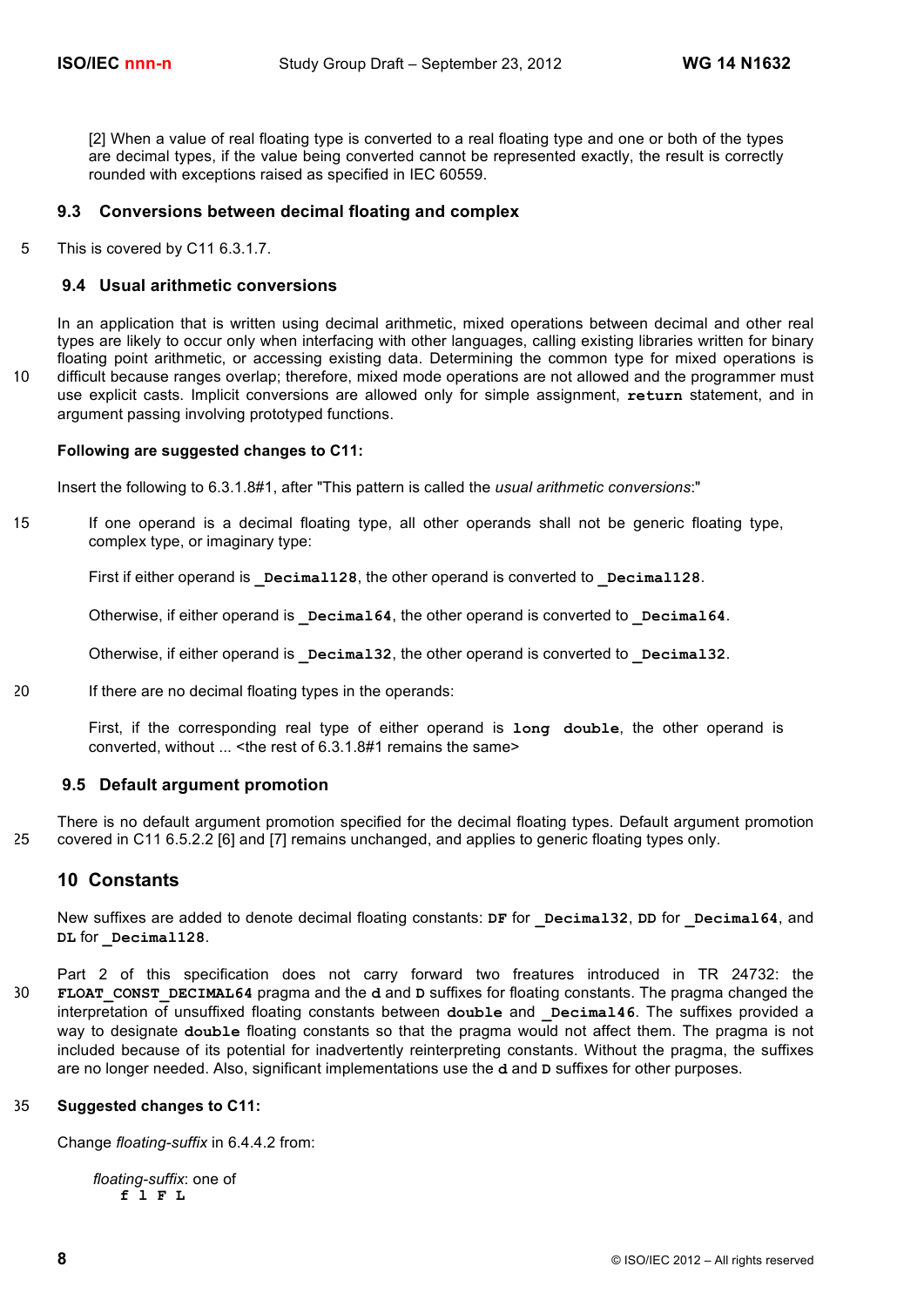[2] When a value of real floating type is converted to a real floating type and one or both of the types are decimal types, if the value being converted cannot be represented exactly, the result is correctly rounded with exceptions raised as specified in IEC 60559.

### 9.3 Conversions between decimal floating and complex

This is covered by C11 6.3.1.7.

### 9.4 Usual arithmetic conversions

In an application that is written using decimal arithmetic, mixed operations between decimal and other real types are likely to occur only when interfacing with other languages, calling existing libraries written for binary floating point arithmetic, or accessing existing data. Determining the common type for mixed operations is difficult because ranges overlap; therefore, mixed mode operations are not allowed and the programmer must use explicit casts. Implicit conversions are allowed only for simple assignment, **`return`** statement, and in argument passing involving prototyped functions.

**Following are suggested changes to C11:**

Insert the following to 6.3.1.8#1, after "This pattern is called the *usual arithmetic conversions*:"

> If one operand is a decimal floating type, all other operands shall not be generic floating type, complex type, or imaginary type:
>
> First if either operand is **`_Decimal128`**, the other operand is converted to **`_Decimal128`**.
>
> Otherwise, if either operand is **`_Decimal64`**, the other operand is converted to **`_Decimal64`**.
>
> Otherwise, if either operand is **`_Decimal32`**, the other operand is converted to **`_Decimal32`**.
>
> If there are no decimal floating types in the operands:
>
> First, if the corresponding real type of either operand is **`long double`**, the other operand is converted, without ... <the rest of 6.3.1.8#1 remains the same>

### 9.5 Default argument promotion

There is no default argument promotion specified for the decimal floating types. Default argument promotion covered in C11 6.5.2.2 [6] and [7] remains unchanged, and applies to generic floating types only.

## 10 Constants

New suffixes are added to denote decimal floating constants: **`DF`** for **`_Decimal32`**, **`DD`** for **`_Decimal64`**, and **`DL`** for **`_Decimal128`**.

Part 2 of this specification does not carry forward two freatures introduced in TR 24732: the **`FLOAT_CONST_DECIMAL64`** pragma and the **`d`** and **`D`** suffixes for floating constants. The pragma changed the interpretation of unsuffixed floating constants between **`double`** and **`_Decimal46`**. The suffixes provided a way to designate **`double`** floating constants so that the pragma would not affect them. The pragma is not included because of its potential for inadvertently reinterpreting constants. Without the pragma, the suffixes are no longer needed. Also, significant implementations use the **`d`** and **`D`** suffixes for other purposes.

**Suggested changes to C11:**

Change *floating-suffix* in 6.4.4.2 from:

> *floating-suffix*: one of
> **`f l F L`**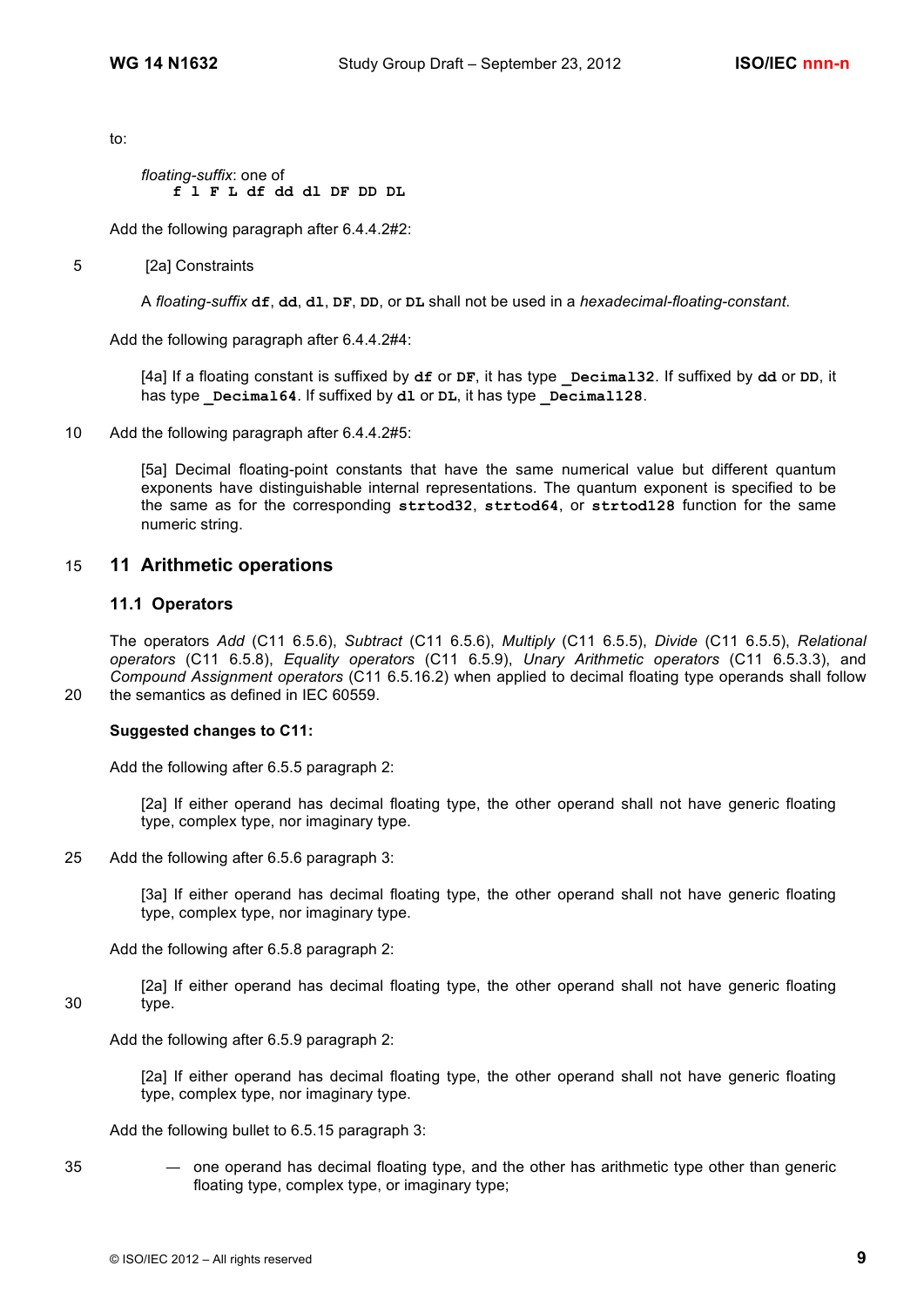to:

> *floating-suffix*: one of
> **f l F L df dd dl DF DD DL**

Add the following paragraph after 6.4.4.2#2:

> [2a] Constraints
>
> A *floating-suffix* **df**, **dd**, **dl**, **DF**, **DD**, or **DL** shall not be used in a *hexadecimal-floating-constant*.

Add the following paragraph after 6.4.4.2#4:

> [4a] If a floating constant is suffixed by **df** or **DF**, it has type **_Decimal32**. If suffixed by **dd** or **DD**, it has type **_Decimal64**. If suffixed by **dl** or **DL**, it has type **_Decimal128**.

Add the following paragraph after 6.4.4.2#5:

> [5a] Decimal floating-point constants that have the same numerical value but different quantum exponents have distinguishable internal representations. The quantum exponent is specified to be the same as for the corresponding **strtod32**, **strtod64**, or **strtod128** function for the same numeric string.

# 11 Arithmetic operations

## 11.1 Operators

The operators *Add* (C11 6.5.6), *Subtract* (C11 6.5.6), *Multiply* (C11 6.5.5), *Divide* (C11 6.5.5), *Relational operators* (C11 6.5.8), *Equality operators* (C11 6.5.9), *Unary Arithmetic operators* (C11 6.5.3.3), and *Compound Assignment operators* (C11 6.5.16.2) when applied to decimal floating type operands shall follow the semantics as defined in IEC 60559.

**Suggested changes to C11:**

Add the following after 6.5.5 paragraph 2:

> [2a] If either operand has decimal floating type, the other operand shall not have generic floating type, complex type, nor imaginary type.

Add the following after 6.5.6 paragraph 3:

> [3a] If either operand has decimal floating type, the other operand shall not have generic floating type, complex type, nor imaginary type.

Add the following after 6.5.8 paragraph 2:

> [2a] If either operand has decimal floating type, the other operand shall not have generic floating type.

Add the following after 6.5.9 paragraph 2:

> [2a] If either operand has decimal floating type, the other operand shall not have generic floating type, complex type, nor imaginary type.

Add the following bullet to 6.5.15 paragraph 3:

> — one operand has decimal floating type, and the other has arithmetic type other than generic floating type, complex type, or imaginary type;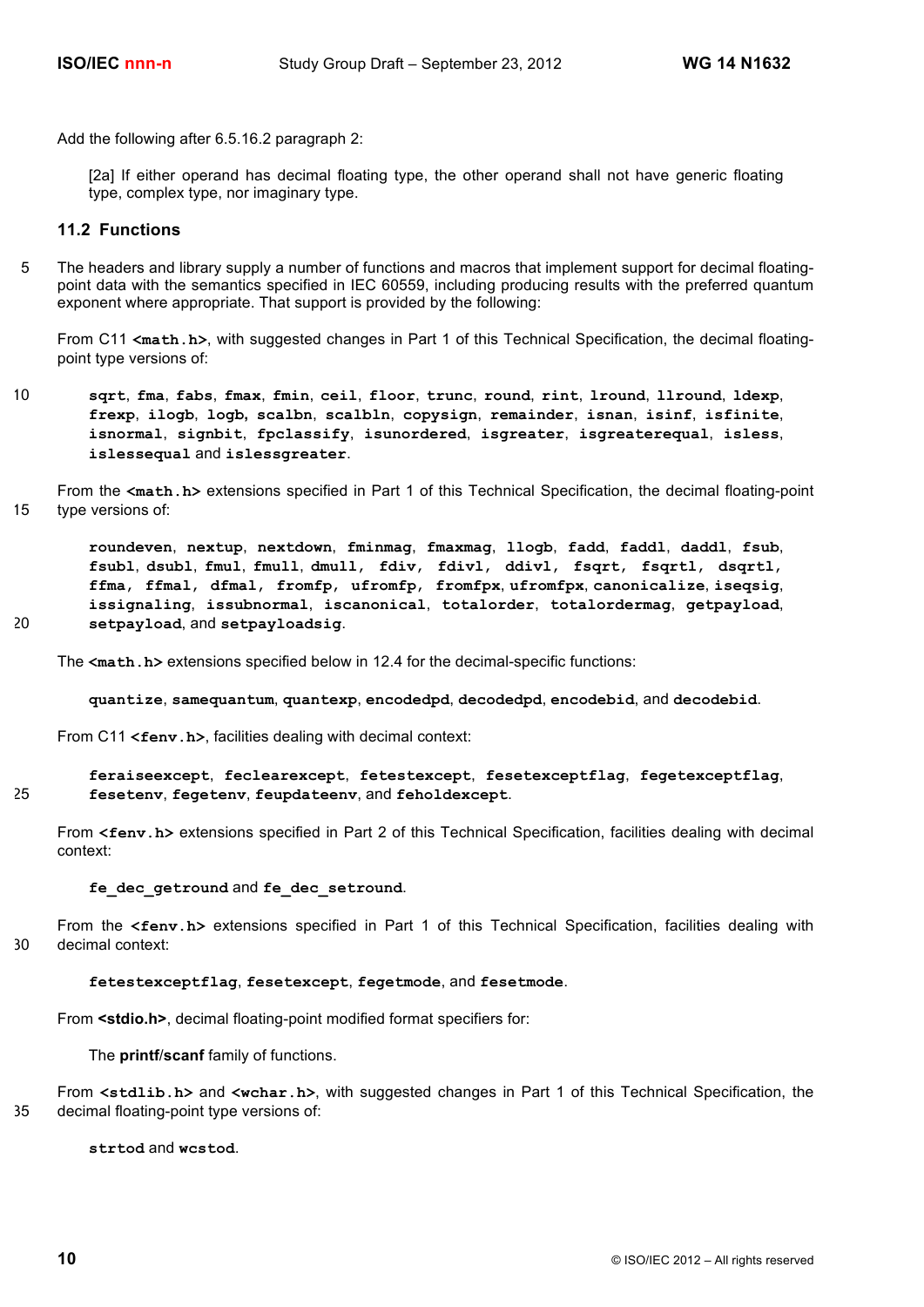Add the following after 6.5.16.2 paragraph 2:

> [2a] If either operand has decimal floating type, the other operand shall not have generic floating type, complex type, nor imaginary type.

## 11.2 Functions

The headers and library supply a number of functions and macros that implement support for decimal floating-point data with the semantics specified in IEC 60559, including producing results with the preferred quantum exponent where appropriate. That support is provided by the following:

From C11 **`<math.h>`**, with suggested changes in Part 1 of this Technical Specification, the decimal floating-point type versions of:

> **`sqrt`**, **`fma`**, **`fabs`**, **`fmax`**, **`fmin`**, **`ceil`**, **`floor`**, **`trunc`**, **`round`**, **`rint`**, **`lround`**, **`llround`**, **`ldexp`**, **`frexp`**, **`ilogb`**, **`logb`**, **`scalbn`**, **`scalbln`**, **`copysign`**, **`remainder`**, **`isnan`**, **`isinf`**, **`isfinite`**, **`isnormal`**, **`signbit`**, **`fpclassify`**, **`isunordered`**, **`isgreater`**, **`isgreaterequal`**, **`isless`**, **`islessequal`** and **`islessgreater`**.

From the **`<math.h>`** extensions specified in Part 1 of this Technical Specification, the decimal floating-point type versions of:

> **`roundeven`**, **`nextup`**, **`nextdown`**, **`fminmag`**, **`fmaxmag`**, **`llogb`**, **`fadd`**, **`faddl`**, **`daddl`**, **`fsub`**, **`fsubl`**, **`dsubl`**, **`fmul`**, **`fmull`**, **`dmull`**, **`fdiv`**, **`fdivl`**, **`ddivl`**, **`fsqrt`**, **`fsqrtl`**, **`dsqrtl`**, **`ffma`**, **`ffmal`**, **`dfmal`**, **`fromfp`**, **`ufromfp`**, **`fromfpx`**, **`ufromfpx`**, **`canonicalize`**, **`iseqsig`**, **`issignaling`**, **`issubnormal`**, **`iscanonical`**, **`totalorder`**, **`totalordermag`**, **`getpayload`**, **`setpayload`**, and **`setpayloadsig`**.

The **`<math.h>`** extensions specified below in 12.4 for the decimal-specific functions:

> **`quantize`**, **`samequantum`**, **`quantexp`**, **`encodedpd`**, **`decodedpd`**, **`encodebid`**, and **`decodebid`**.

From C11 **`<fenv.h>`**, facilities dealing with decimal context:

> **`feraiseexcept`**, **`feclearexcept`**, **`fetestexcept`**, **`fesetexceptflag`**, **`fegetexceptflag`**, **`fesetenv`**, **`fegetenv`**, **`feupdateenv`**, and **`feholdexcept`**.

From **`<fenv.h>`** extensions specified in Part 2 of this Technical Specification, facilities dealing with decimal context:

> **`fe_dec_getround`** and **`fe_dec_setround`**.

From the **`<fenv.h>`** extensions specified in Part 1 of this Technical Specification, facilities dealing with decimal context:

> **`fetestexceptflag`**, **`fesetexcept`**, **`fegetmode`**, and **`fesetmode`**.

From **<stdio.h>**, decimal floating-point modified format specifiers for:

> The **printf**/**scanf** family of functions.

From **`<stdlib.h>`** and **`<wchar.h>`**, with suggested changes in Part 1 of this Technical Specification, the decimal floating-point type versions of:

> **`strtod`** and **`wcstod`**.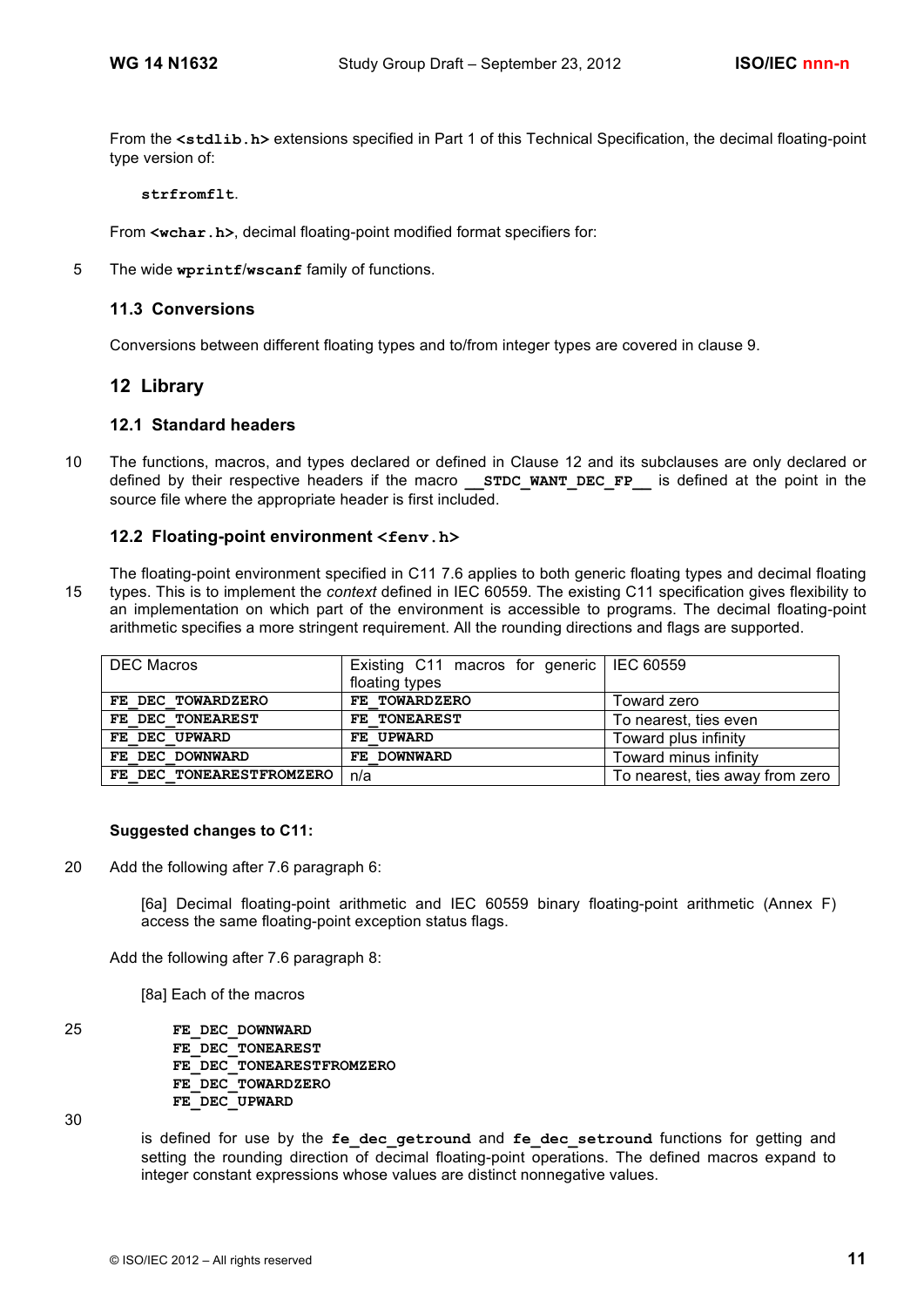From the **`<stdlib.h>`** extensions specified in Part 1 of this Technical Specification, the decimal floating-point type version of:

> **`strfromflt`**.

From **`<wchar.h>`**, decimal floating-point modified format specifiers for:

The wide **`wprintf`**/**`wscanf`** family of functions.

### 11.3 Conversions

Conversions between different floating types and to/from integer types are covered in clause 9.

## 12 Library

### 12.1 Standard headers

The functions, macros, and types declared or defined in Clause 12 and its subclauses are only declared or defined by their respective headers if the macro **`__STDC_WANT_DEC_FP__`** is defined at the point in the source file where the appropriate header is first included.

### 12.2 Floating-point environment `<fenv.h>`

The floating-point environment specified in C11 7.6 applies to both generic floating types and decimal floating types. This is to implement the *context* defined in IEC 60559. The existing C11 specification gives flexibility to an implementation on which part of the environment is accessible to programs. The decimal floating-point arithmetic specifies a more stringent requirement. All the rounding directions and flags are supported.

| DEC Macros | Existing C11 macros for generic floating types | IEC 60559 |
|---|---|---|
| **`FE_DEC_TOWARDZERO`** | **`FE_TOWARDZERO`** | Toward zero |
| **`FE_DEC_TONEAREST`** | **`FE_TONEAREST`** | To nearest, ties even |
| **`FE_DEC_UPWARD`** | **`FE_UPWARD`** | Toward plus infinity |
| **`FE_DEC_DOWNWARD`** | **`FE_DOWNWARD`** | Toward minus infinity |
| **`FE_DEC_TONEARESTFROMZERO`** | n/a | To nearest, ties away from zero |

**Suggested changes to C11:**

Add the following after 7.6 paragraph 6:

> [6a] Decimal floating-point arithmetic and IEC 60559 binary floating-point arithmetic (Annex F) access the same floating-point exception status flags.

Add the following after 7.6 paragraph 8:

> [8a] Each of the macros
>
> ```
> FE_DEC_DOWNWARD
> FE_DEC_TONEAREST
> FE_DEC_TONEARESTFROMZERO
> FE_DEC_TOWARDZERO
> FE_DEC_UPWARD
> ```
>
> is defined for use by the **`fe_dec_getround`** and **`fe_dec_setround`** functions for getting and setting the rounding direction of decimal floating-point operations. The defined macros expand to integer constant expressions whose values are distinct nonnegative values.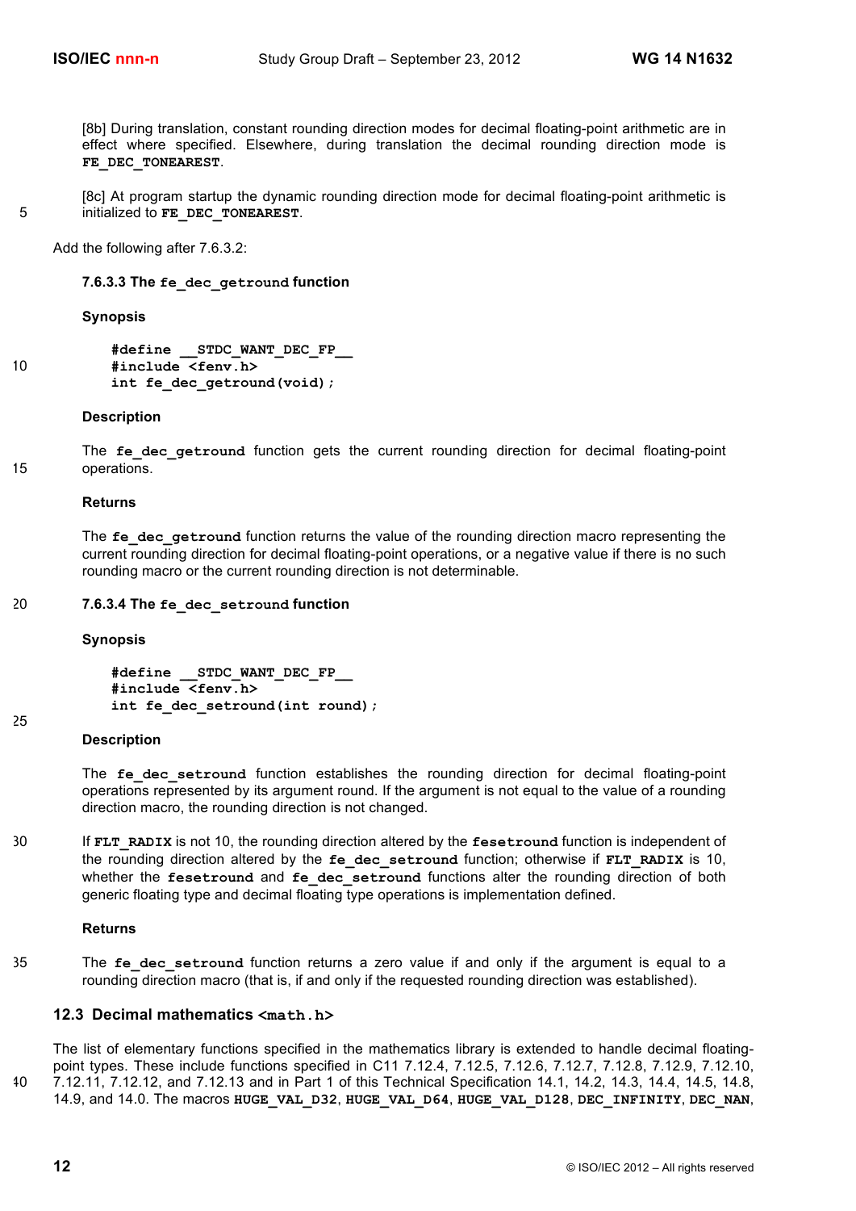[8b] During translation, constant rounding direction modes for decimal floating-point arithmetic are in effect where specified. Elsewhere, during translation the decimal rounding direction mode is **FE_DEC_TONEAREST**.

[8c] At program startup the dynamic rounding direction mode for decimal floating-point arithmetic is initialized to **FE_DEC_TONEAREST**.

Add the following after 7.6.3.2:

#### 7.6.3.3 The `fe_dec_getround` function

**Synopsis**

```
#define __STDC_WANT_DEC_FP__
#include <fenv.h>
int fe_dec_getround(void);
```

**Description**

The **fe_dec_getround** function gets the current rounding direction for decimal floating-point operations.

**Returns**

The **fe_dec_getround** function returns the value of the rounding direction macro representing the current rounding direction for decimal floating-point operations, or a negative value if there is no such rounding macro or the current rounding direction is not determinable.

#### 7.6.3.4 The `fe_dec_setround` function

**Synopsis**

```
#define __STDC_WANT_DEC_FP__
#include <fenv.h>
int fe_dec_setround(int round);
```

**Description**

The **fe_dec_setround** function establishes the rounding direction for decimal floating-point operations represented by its argument round. If the argument is not equal to the value of a rounding direction macro, the rounding direction is not changed.

If **FLT_RADIX** is not 10, the rounding direction altered by the **fesetround** function is independent of the rounding direction altered by the **fe_dec_setround** function; otherwise if **FLT_RADIX** is 10, whether the **fesetround** and **fe_dec_setround** functions alter the rounding direction of both generic floating type and decimal floating type operations is implementation defined.

**Returns**

The **fe_dec_setround** function returns a zero value if and only if the argument is equal to a rounding direction macro (that is, if and only if the requested rounding direction was established).

### 12.3 Decimal mathematics `<math.h>`

The list of elementary functions specified in the mathematics library is extended to handle decimal floating-point types. These include functions specified in C11 7.12.4, 7.12.5, 7.12.6, 7.12.7, 7.12.8, 7.12.9, 7.12.10, 7.12.11, 7.12.12, and 7.12.13 and in Part 1 of this Technical Specification 14.1, 14.2, 14.3, 14.4, 14.5, 14.8, 14.9, and 14.0. The macros **HUGE_VAL_D32**, **HUGE_VAL_D64**, **HUGE_VAL_D128**, **DEC_INFINITY**, **DEC_NAN**,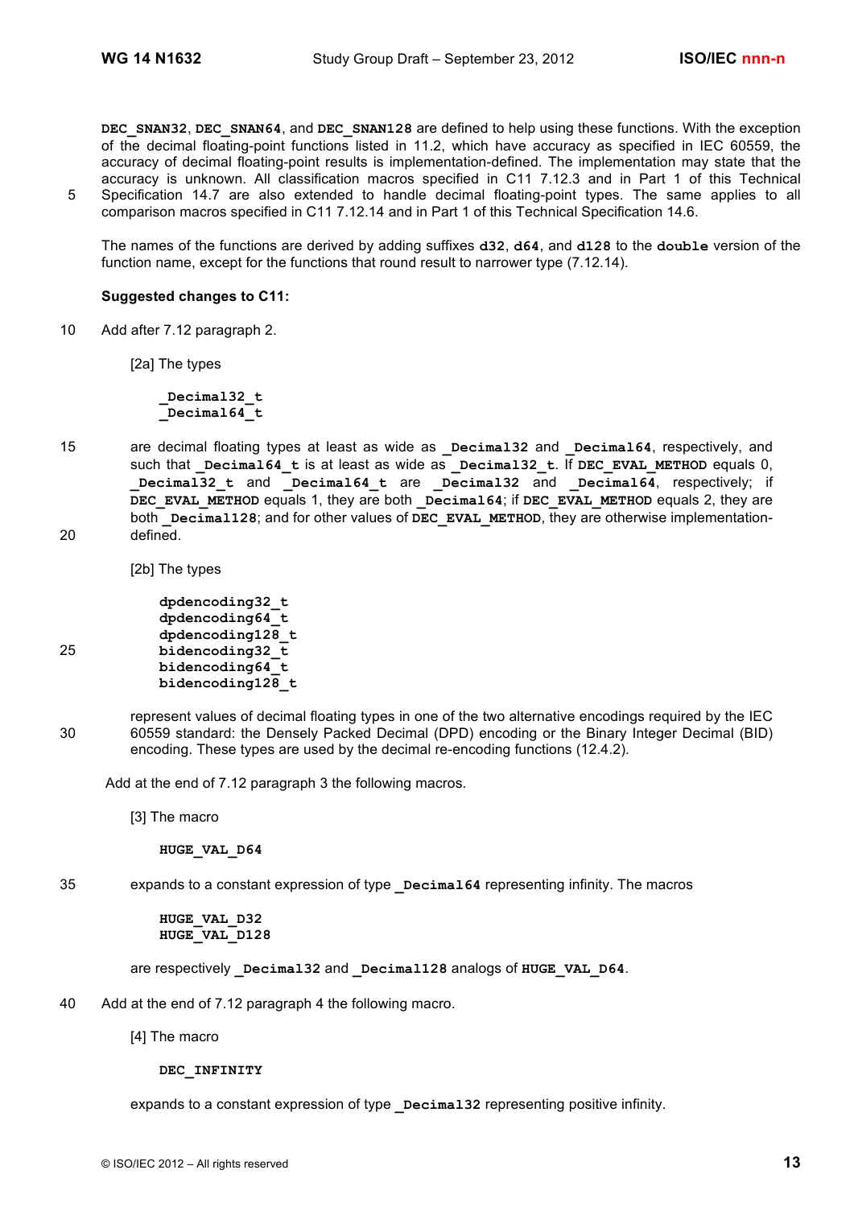**DEC_SNAN32**, **DEC_SNAN64**, and **DEC_SNAN128** are defined to help using these functions. With the exception of the decimal floating-point functions listed in 11.2, which have accuracy as specified in IEC 60559, the accuracy of decimal floating-point results is implementation-defined. The implementation may state that the accuracy is unknown. All classification macros specified in C11 7.12.3 and in Part 1 of this Technical Specification 14.7 are also extended to handle decimal floating-point types. The same applies to all comparison macros specified in C11 7.12.14 and in Part 1 of this Technical Specification 14.6.

The names of the functions are derived by adding suffixes **d32**, **d64**, and **d128** to the **double** version of the function name, except for the functions that round result to narrower type (7.12.14).

**Suggested changes to C11:**

Add after 7.12 paragraph 2.

> [2a] The types
>
> ```
> _Decimal32_t
> _Decimal64_t
> ```
>
> are decimal floating types at least as wide as **_Decimal32** and **_Decimal64**, respectively, and such that **_Decimal64_t** is at least as wide as **_Decimal32_t**. If **DEC_EVAL_METHOD** equals 0, **_Decimal32_t** and **_Decimal64_t** are **_Decimal32** and **_Decimal64**, respectively; if **DEC_EVAL_METHOD** equals 1, they are both **_Decimal64**; if **DEC_EVAL_METHOD** equals 2, they are both **_Decimal128**; and for other values of **DEC_EVAL_METHOD**, they are otherwise implementation-defined.
>
> [2b] The types
>
> ```
> dpdencoding32_t
> dpdencoding64_t
> dpdencoding128_t
> bidencoding32_t
> bidencoding64_t
> bidencoding128_t
> ```
>
> represent values of decimal floating types in one of the two alternative encodings required by the IEC 60559 standard: the Densely Packed Decimal (DPD) encoding or the Binary Integer Decimal (BID) encoding. These types are used by the decimal re-encoding functions (12.4.2).

Add at the end of 7.12 paragraph 3 the following macros.

> [3] The macro
>
> ```
> HUGE_VAL_D64
> ```
>
> expands to a constant expression of type **_Decimal64** representing infinity. The macros
>
> ```
> HUGE_VAL_D32
> HUGE_VAL_D128
> ```
>
> are respectively **_Decimal32** and **_Decimal128** analogs of **HUGE_VAL_D64**.

Add at the end of 7.12 paragraph 4 the following macro.

> [4] The macro
>
> ```
> DEC_INFINITY
> ```
>
> expands to a constant expression of type **_Decimal32** representing positive infinity.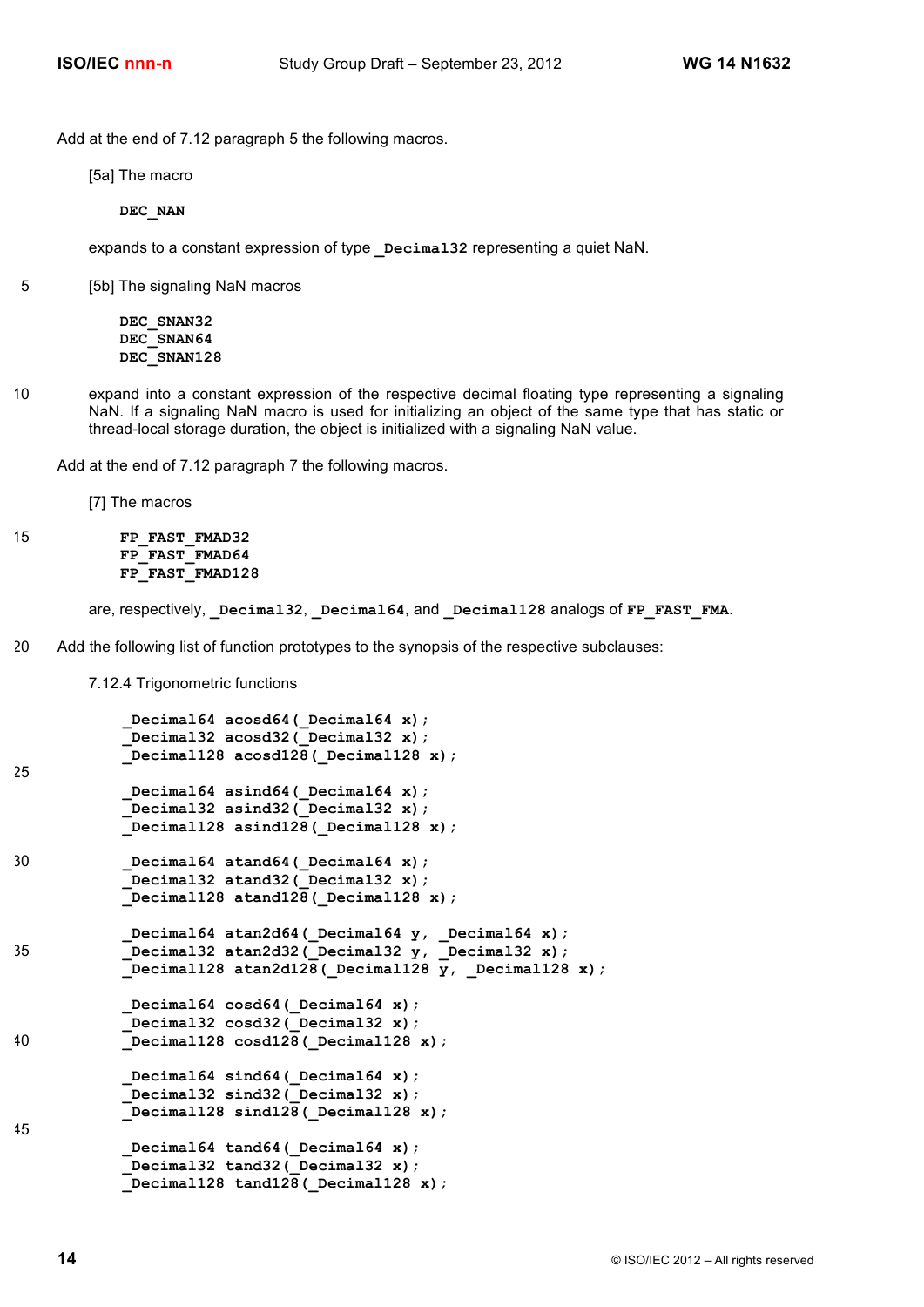Add at the end of 7.12 paragraph 5 the following macros.

[5a] The macro

```
DEC_NAN
```

expands to a constant expression of type `_Decimal32` representing a quiet NaN.

[5b] The signaling NaN macros

```
DEC_SNAN32
DEC_SNAN64
DEC_SNAN128
```

expand into a constant expression of the respective decimal floating type representing a signaling NaN. If a signaling NaN macro is used for initializing an object of the same type that has static or thread-local storage duration, the object is initialized with a signaling NaN value.

Add at the end of 7.12 paragraph 7 the following macros.

[7] The macros

```
FP_FAST_FMAD32
FP_FAST_FMAD64
FP_FAST_FMAD128
```

are, respectively, `_Decimal32`, `_Decimal64`, and `_Decimal128` analogs of `FP_FAST_FMA`.

Add the following list of function prototypes to the synopsis of the respective subclauses:

7.12.4 Trigonometric functions

```
_Decimal64 acosd64(_Decimal64 x);
_Decimal32 acosd32(_Decimal32 x);
_Decimal128 acosd128(_Decimal128 x);

_Decimal64 asind64(_Decimal64 x);
_Decimal32 asind32(_Decimal32 x);
_Decimal128 asind128(_Decimal128 x);

_Decimal64 atand64(_Decimal64 x);
_Decimal32 atand32(_Decimal32 x);
_Decimal128 atand128(_Decimal128 x);

_Decimal64 atan2d64(_Decimal64 y, _Decimal64 x);
_Decimal32 atan2d32(_Decimal32 y, _Decimal32 x);
_Decimal128 atan2d128(_Decimal128 y, _Decimal128 x);

_Decimal64 cosd64(_Decimal64 x);
_Decimal32 cosd32(_Decimal32 x);
_Decimal128 cosd128(_Decimal128 x);

_Decimal64 sind64(_Decimal64 x);
_Decimal32 sind32(_Decimal32 x);
_Decimal128 sind128(_Decimal128 x);

_Decimal64 tand64(_Decimal64 x);
_Decimal32 tand32(_Decimal32 x);
_Decimal128 tand128(_Decimal128 x);
```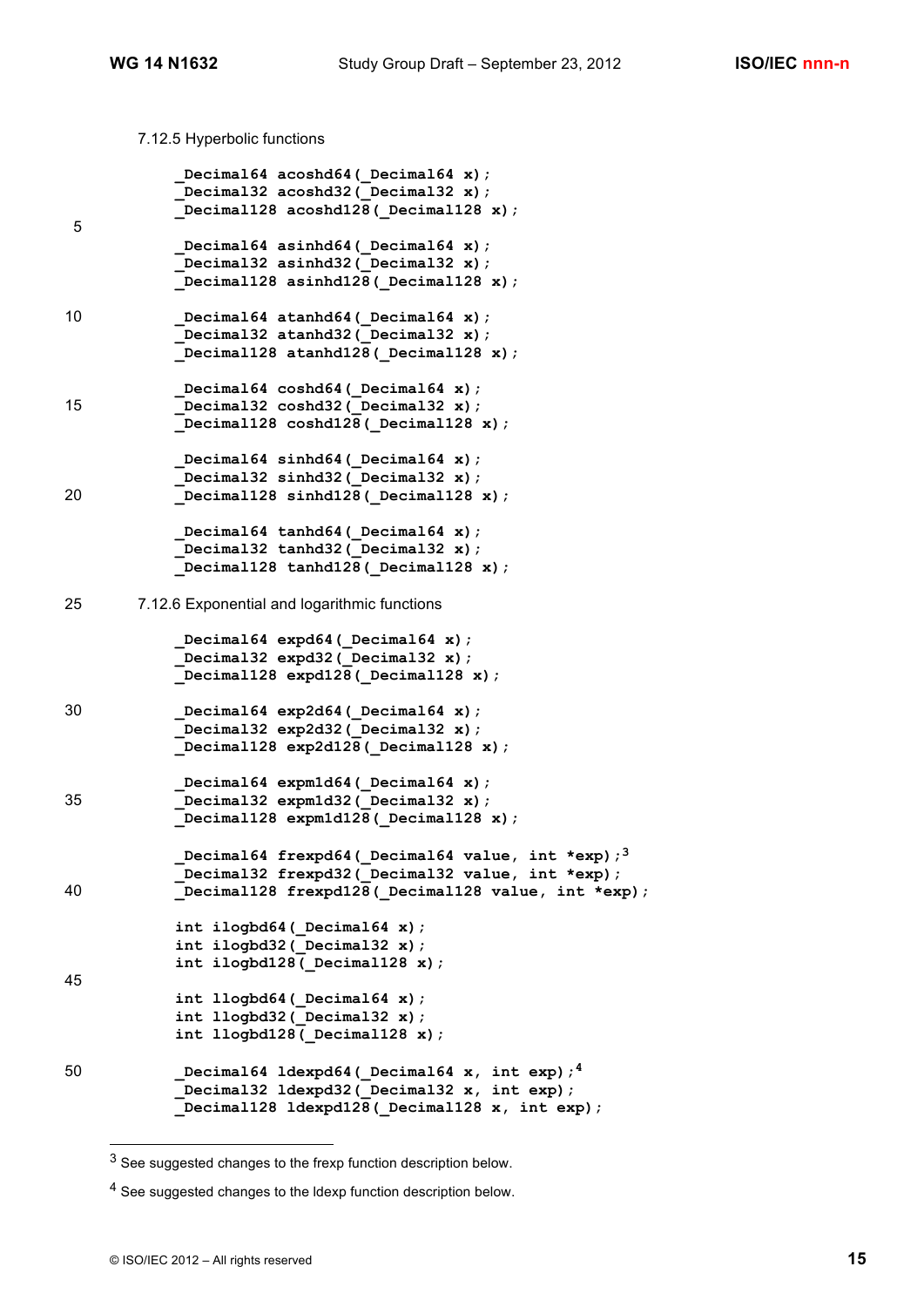7.12.5 Hyperbolic functions

```
_Decimal64 acoshd64(_Decimal64 x);
_Decimal32 acoshd32(_Decimal32 x);
_Decimal128 acoshd128(_Decimal128 x);

_Decimal64 asinhd64(_Decimal64 x);
_Decimal32 asinhd32(_Decimal32 x);
_Decimal128 asinhd128(_Decimal128 x);

_Decimal64 atanhd64(_Decimal64 x);
_Decimal32 atanhd32(_Decimal32 x);
_Decimal128 atanhd128(_Decimal128 x);

_Decimal64 coshd64(_Decimal64 x);
_Decimal32 coshd32(_Decimal32 x);
_Decimal128 coshd128(_Decimal128 x);

_Decimal64 sinhd64(_Decimal64 x);
_Decimal32 sinhd32(_Decimal32 x);
_Decimal128 sinhd128(_Decimal128 x);

_Decimal64 tanhd64(_Decimal64 x);
_Decimal32 tanhd32(_Decimal32 x);
_Decimal128 tanhd128(_Decimal128 x);
```

7.12.6 Exponential and logarithmic functions

```
_Decimal64 expd64(_Decimal64 x);
_Decimal32 expd32(_Decimal32 x);
_Decimal128 expd128(_Decimal128 x);

_Decimal64 exp2d64(_Decimal64 x);
_Decimal32 exp2d32(_Decimal32 x);
_Decimal128 exp2d128(_Decimal128 x);

_Decimal64 expm1d64(_Decimal64 x);
_Decimal32 expm1d32(_Decimal32 x);
_Decimal128 expm1d128(_Decimal128 x);

_Decimal64 frexpd64(_Decimal64 value, int *exp);[3]
_Decimal32 frexpd32(_Decimal32 value, int *exp);
_Decimal128 frexpd128(_Decimal128 value, int *exp);

int ilogbd64(_Decimal64 x);
int ilogbd32(_Decimal32 x);
int ilogbd128(_Decimal128 x);

int llogbd64(_Decimal64 x);
int llogbd32(_Decimal32 x);
int llogbd128(_Decimal128 x);

_Decimal64 ldexpd64(_Decimal64 x, int exp);[4]
_Decimal32 ldexpd32(_Decimal32 x, int exp);
_Decimal128 ldexpd128(_Decimal128 x, int exp);
```

[3] See suggested changes to the frexp function description below.

[4] See suggested changes to the ldexp function description below.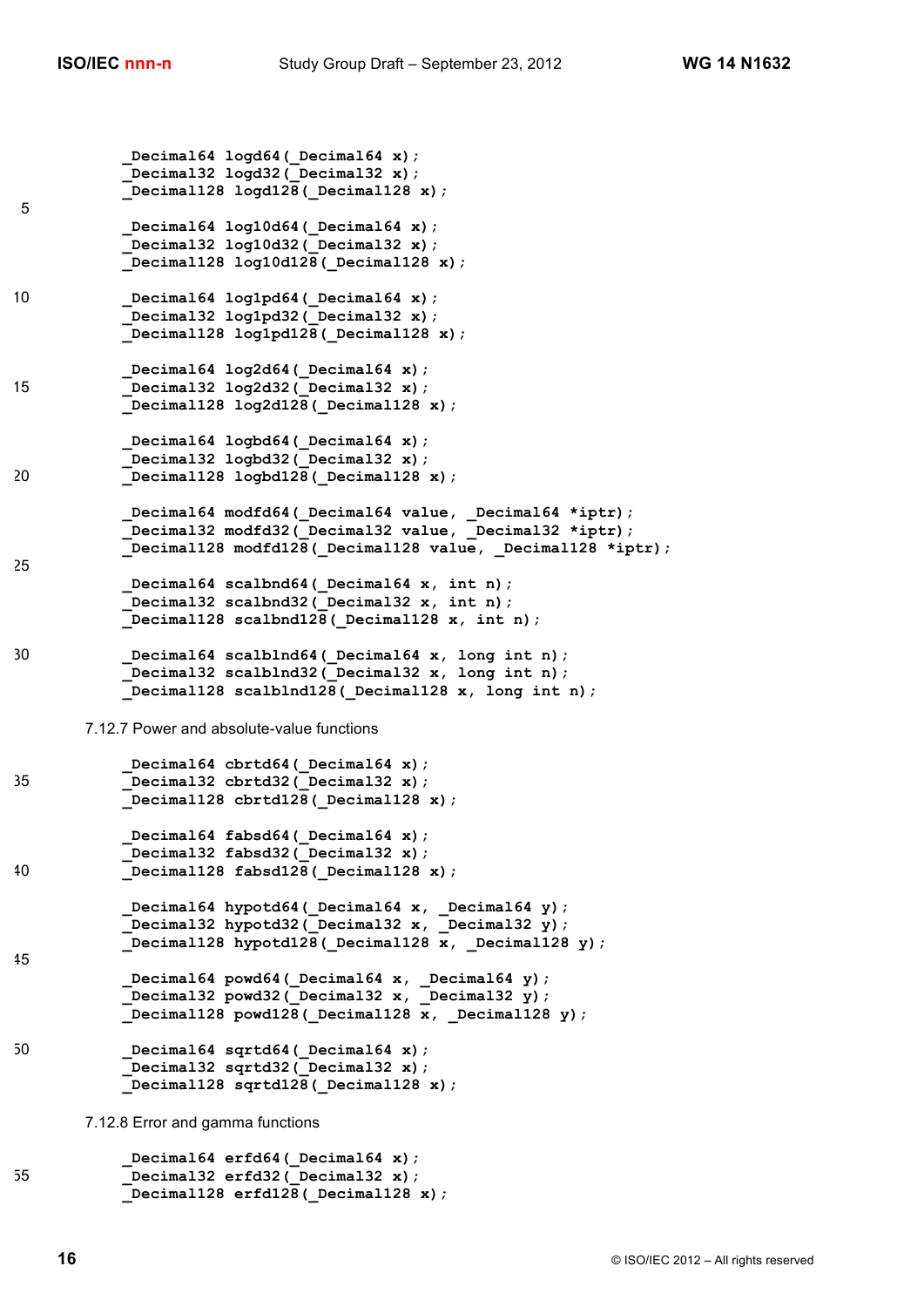```
_Decimal64 logd64(_Decimal64 x);
_Decimal32 logd32(_Decimal32 x);
_Decimal128 logd128(_Decimal128 x);

_Decimal64 log10d64(_Decimal64 x);
_Decimal32 log10d32(_Decimal32 x);
_Decimal128 log10d128(_Decimal128 x);

_Decimal64 log1pd64(_Decimal64 x);
_Decimal32 log1pd32(_Decimal32 x);
_Decimal128 log1pd128(_Decimal128 x);

_Decimal64 log2d64(_Decimal64 x);
_Decimal32 log2d32(_Decimal32 x);
_Decimal128 log2d128(_Decimal128 x);

_Decimal64 logbd64(_Decimal64 x);
_Decimal32 logbd32(_Decimal32 x);
_Decimal128 logbd128(_Decimal128 x);

_Decimal64 modfd64(_Decimal64 value, _Decimal64 *iptr);
_Decimal32 modfd32(_Decimal32 value, _Decimal32 *iptr);
_Decimal128 modfd128(_Decimal128 value, _Decimal128 *iptr);

_Decimal64 scalbnd64(_Decimal64 x, int n);
_Decimal32 scalbnd32(_Decimal32 x, int n);
_Decimal128 scalbnd128(_Decimal128 x, int n);

_Decimal64 scalblnd64(_Decimal64 x, long int n);
_Decimal32 scalblnd32(_Decimal32 x, long int n);
_Decimal128 scalblnd128(_Decimal128 x, long int n);
```

7.12.7 Power and absolute-value functions

```
_Decimal64 cbrtd64(_Decimal64 x);
_Decimal32 cbrtd32(_Decimal32 x);
_Decimal128 cbrtd128(_Decimal128 x);

_Decimal64 fabsd64(_Decimal64 x);
_Decimal32 fabsd32(_Decimal32 x);
_Decimal128 fabsd128(_Decimal128 x);

_Decimal64 hypotd64(_Decimal64 x, _Decimal64 y);
_Decimal32 hypotd32(_Decimal32 x, _Decimal32 y);
_Decimal128 hypotd128(_Decimal128 x, _Decimal128 y);

_Decimal64 powd64(_Decimal64 x, _Decimal64 y);
_Decimal32 powd32(_Decimal32 x, _Decimal32 y);
_Decimal128 powd128(_Decimal128 x, _Decimal128 y);

_Decimal64 sqrtd64(_Decimal64 x);
_Decimal32 sqrtd32(_Decimal32 x);
_Decimal128 sqrtd128(_Decimal128 x);
```

7.12.8 Error and gamma functions

```
_Decimal64 erfd64(_Decimal64 x);
_Decimal32 erfd32(_Decimal32 x);
_Decimal128 erfd128(_Decimal128 x);
```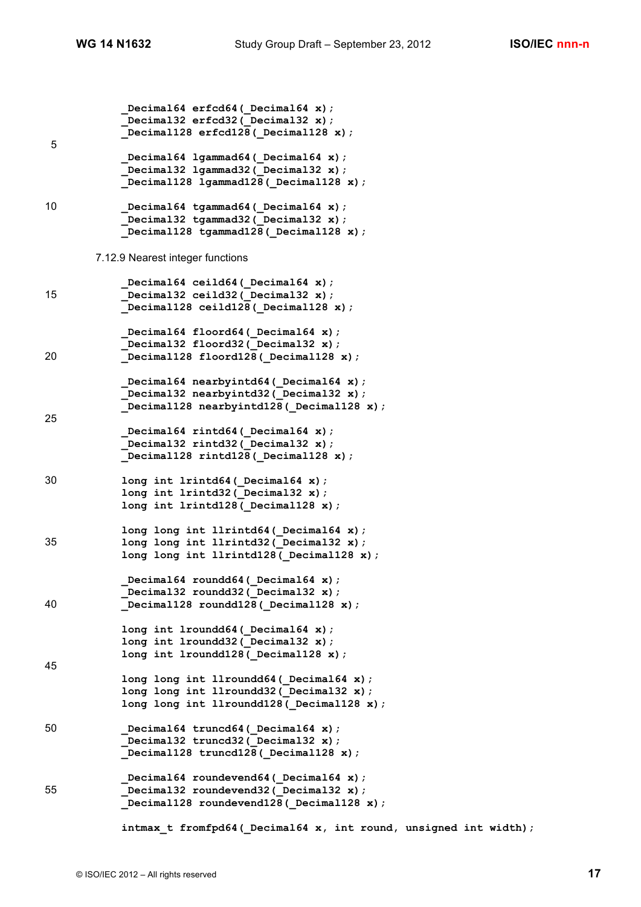```
_Decimal64 erfcd64(_Decimal64 x);
_Decimal32 erfcd32(_Decimal32 x);
_Decimal128 erfcd128(_Decimal128 x);

_Decimal64 lgammad64(_Decimal64 x);
_Decimal32 lgammad32(_Decimal32 x);
_Decimal128 lgammad128(_Decimal128 x);

_Decimal64 tgammad64(_Decimal64 x);
_Decimal32 tgammad32(_Decimal32 x);
_Decimal128 tgammad128(_Decimal128 x);
```

7.12.9 Nearest integer functions

```
_Decimal64 ceild64(_Decimal64 x);
_Decimal32 ceild32(_Decimal32 x);
_Decimal128 ceild128(_Decimal128 x);

_Decimal64 floord64(_Decimal64 x);
_Decimal32 floord32(_Decimal32 x);
_Decimal128 floord128(_Decimal128 x);

_Decimal64 nearbyintd64(_Decimal64 x);
_Decimal32 nearbyintd32(_Decimal32 x);
_Decimal128 nearbyintd128(_Decimal128 x);

_Decimal64 rintd64(_Decimal64 x);
_Decimal32 rintd32(_Decimal32 x);
_Decimal128 rintd128(_Decimal128 x);

long int lrintd64(_Decimal64 x);
long int lrintd32(_Decimal32 x);
long int lrintd128(_Decimal128 x);

long long int llrintd64(_Decimal64 x);
long long int llrintd32(_Decimal32 x);
long long int llrintd128(_Decimal128 x);

_Decimal64 roundd64(_Decimal64 x);
_Decimal32 roundd32(_Decimal32 x);
_Decimal128 roundd128(_Decimal128 x);

long int lroundd64(_Decimal64 x);
long int lroundd32(_Decimal32 x);
long int lroundd128(_Decimal128 x);

long long int llroundd64(_Decimal64 x);
long long int llroundd32(_Decimal32 x);
long long int llroundd128(_Decimal128 x);

_Decimal64 truncd64(_Decimal64 x);
_Decimal32 truncd32(_Decimal32 x);
_Decimal128 truncd128(_Decimal128 x);

_Decimal64 roundevend64(_Decimal64 x);
_Decimal32 roundevend32(_Decimal32 x);
_Decimal128 roundevend128(_Decimal128 x);

intmax_t fromfpd64(_Decimal64 x, int round, unsigned int width);
```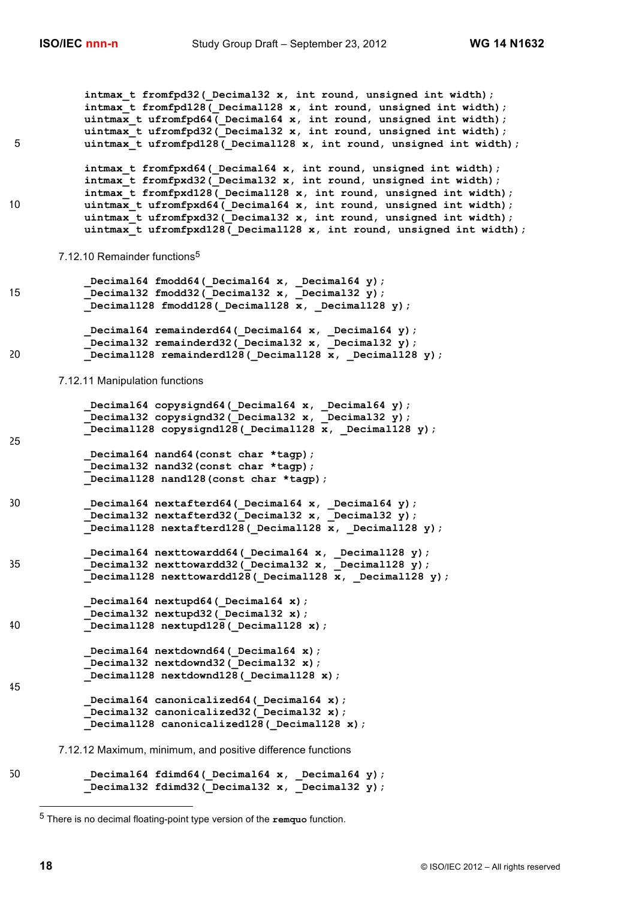```
intmax_t fromfpd32(_Decimal32 x, int round, unsigned int width);
intmax_t fromfpd128(_Decimal128 x, int round, unsigned int width);
uintmax_t ufromfpd64(_Decimal64 x, int round, unsigned int width);
uintmax_t ufromfpd32(_Decimal32 x, int round, unsigned int width);
uintmax_t ufromfpd128(_Decimal128 x, int round, unsigned int width);

intmax_t fromfpxd64(_Decimal64 x, int round, unsigned int width);
intmax_t fromfpxd32(_Decimal32 x, int round, unsigned int width);
intmax_t fromfpxd128(_Decimal128 x, int round, unsigned int width);
uintmax_t ufromfpxd64(_Decimal64 x, int round, unsigned int width);
uintmax_t ufromfpxd32(_Decimal32 x, int round, unsigned int width);
uintmax_t ufromfpxd128(_Decimal128 x, int round, unsigned int width);
```

7.12.10 Remainder functions[5]

```
_Decimal64 fmodd64(_Decimal64 x, _Decimal64 y);
_Decimal32 fmodd32(_Decimal32 x, _Decimal32 y);
_Decimal128 fmodd128(_Decimal128 x, _Decimal128 y);

_Decimal64 remainderd64(_Decimal64 x, _Decimal64 y);
_Decimal32 remainderd32(_Decimal32 x, _Decimal32 y);
_Decimal128 remainderd128(_Decimal128 x, _Decimal128 y);
```

7.12.11 Manipulation functions

```
_Decimal64 copysignd64(_Decimal64 x, _Decimal64 y);
_Decimal32 copysignd32(_Decimal32 x, _Decimal32 y);
_Decimal128 copysignd128(_Decimal128 x, _Decimal128 y);

_Decimal64 nand64(const char *tagp);
_Decimal32 nand32(const char *tagp);
_Decimal128 nand128(const char *tagp);

_Decimal64 nextafterd64(_Decimal64 x, _Decimal64 y);
_Decimal32 nextafterd32(_Decimal32 x, _Decimal32 y);
_Decimal128 nextafterd128(_Decimal128 x, _Decimal128 y);

_Decimal64 nexttowardd64(_Decimal64 x, _Decimal128 y);
_Decimal32 nexttowardd32(_Decimal32 x, _Decimal128 y);
_Decimal128 nexttowardd128(_Decimal128 x, _Decimal128 y);

_Decimal64 nextupd64(_Decimal64 x);
_Decimal32 nextupd32(_Decimal32 x);
_Decimal128 nextupd128(_Decimal128 x);

_Decimal64 nextdownd64(_Decimal64 x);
_Decimal32 nextdownd32(_Decimal32 x);
_Decimal128 nextdownd128(_Decimal128 x);

_Decimal64 canonicalized64(_Decimal64 x);
_Decimal32 canonicalized32(_Decimal32 x);
_Decimal128 canonicalized128(_Decimal128 x);
```

7.12.12 Maximum, minimum, and positive difference functions

```
_Decimal64 fdimd64(_Decimal64 x, _Decimal64 y);
_Decimal32 fdimd32(_Decimal32 x, _Decimal32 y);
```

[5] There is no decimal floating-point type version of the `remquo` function.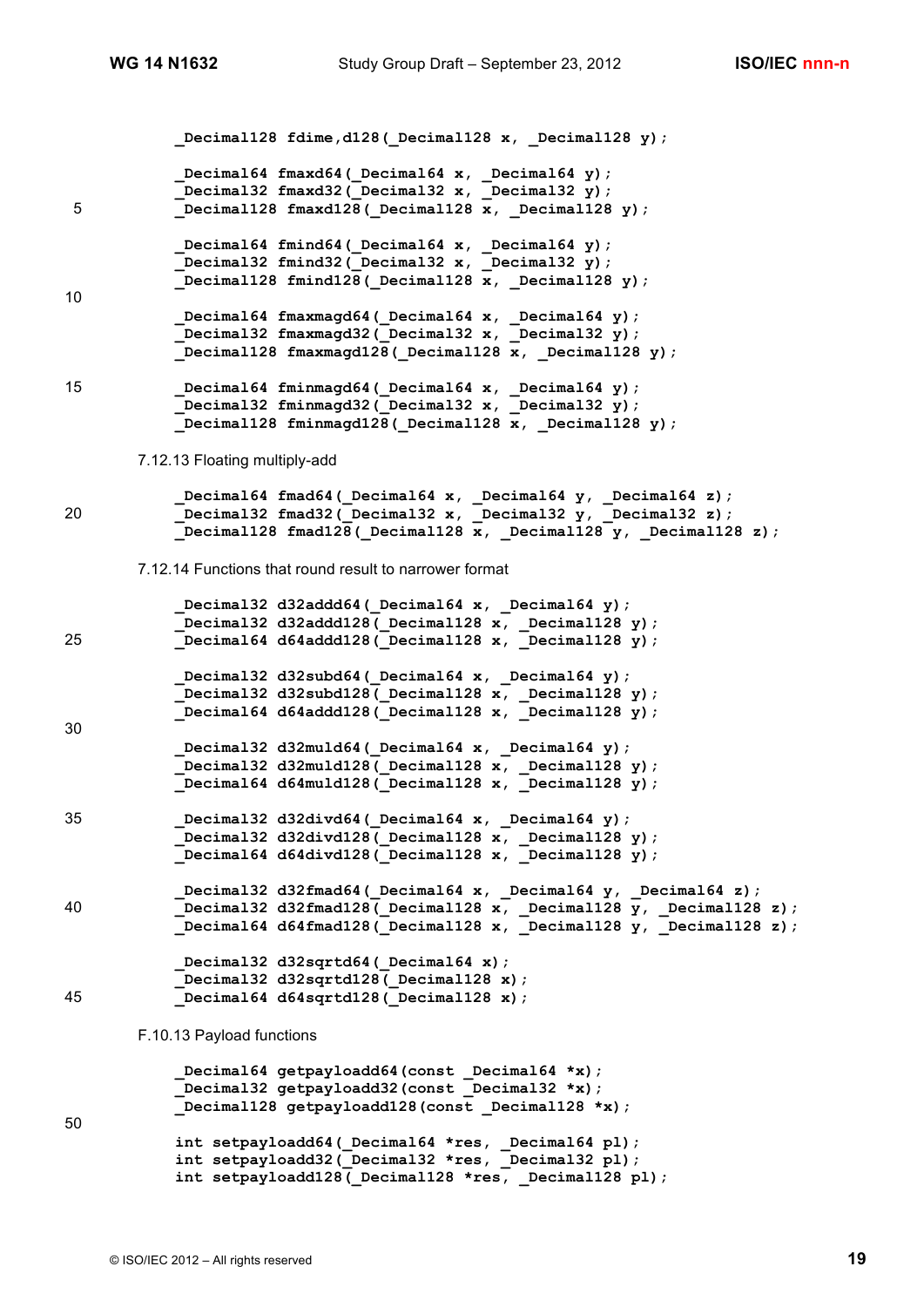```
_Decimal128 fdime,d128(_Decimal128 x, _Decimal128 y);

_Decimal64 fmaxd64(_Decimal64 x, _Decimal64 y);
_Decimal32 fmaxd32(_Decimal32 x, _Decimal32 y);
_Decimal128 fmaxd128(_Decimal128 x, _Decimal128 y);

_Decimal64 fmind64(_Decimal64 x, _Decimal64 y);
_Decimal32 fmind32(_Decimal32 x, _Decimal32 y);
_Decimal128 fmind128(_Decimal128 x, _Decimal128 y);

_Decimal64 fmaxmagd64(_Decimal64 x, _Decimal64 y);
_Decimal32 fmaxmagd32(_Decimal32 x, _Decimal32 y);
_Decimal128 fmaxmagd128(_Decimal128 x, _Decimal128 y);

_Decimal64 fminmagd64(_Decimal64 x, _Decimal64 y);
_Decimal32 fminmagd32(_Decimal32 x, _Decimal32 y);
_Decimal128 fminmagd128(_Decimal128 x, _Decimal128 y);
```

7.12.13 Floating multiply-add

```
_Decimal64 fmad64(_Decimal64 x, _Decimal64 y, _Decimal64 z);
_Decimal32 fmad32(_Decimal32 x, _Decimal32 y, _Decimal32 z);
_Decimal128 fmad128(_Decimal128 x, _Decimal128 y, _Decimal128 z);
```

7.12.14 Functions that round result to narrower format

```
_Decimal32 d32addd64(_Decimal64 x, _Decimal64 y);
_Decimal32 d32addd128(_Decimal128 x, _Decimal128 y);
_Decimal64 d64addd128(_Decimal128 x, _Decimal128 y);

_Decimal32 d32subd64(_Decimal64 x, _Decimal64 y);
_Decimal32 d32subd128(_Decimal128 x, _Decimal128 y);
_Decimal64 d64addd128(_Decimal128 x, _Decimal128 y);

_Decimal32 d32muld64(_Decimal64 x, _Decimal64 y);
_Decimal32 d32muld128(_Decimal128 x, _Decimal128 y);
_Decimal64 d64muld128(_Decimal128 x, _Decimal128 y);

_Decimal32 d32divd64(_Decimal64 x, _Decimal64 y);
_Decimal32 d32divd128(_Decimal128 x, _Decimal128 y);
_Decimal64 d64divd128(_Decimal128 x, _Decimal128 y);

_Decimal32 d32fmad64(_Decimal64 x, _Decimal64 y, _Decimal64 z);
_Decimal32 d32fmad128(_Decimal128 x, _Decimal128 y, _Decimal128 z);
_Decimal64 d64fmad128(_Decimal128 x, _Decimal128 y, _Decimal128 z);

_Decimal32 d32sqrtd64(_Decimal64 x);
_Decimal32 d32sqrtd128(_Decimal128 x);
_Decimal64 d64sqrtd128(_Decimal128 x);
```

F.10.13 Payload functions

```
_Decimal64 getpayloadd64(const _Decimal64 *x);
_Decimal32 getpayloadd32(const _Decimal32 *x);
_Decimal128 getpayloadd128(const _Decimal128 *x);

int setpayloadd64(_Decimal64 *res, _Decimal64 pl);
int setpayloadd32(_Decimal32 *res, _Decimal32 pl);
int setpayloadd128(_Decimal128 *res, _Decimal128 pl);
```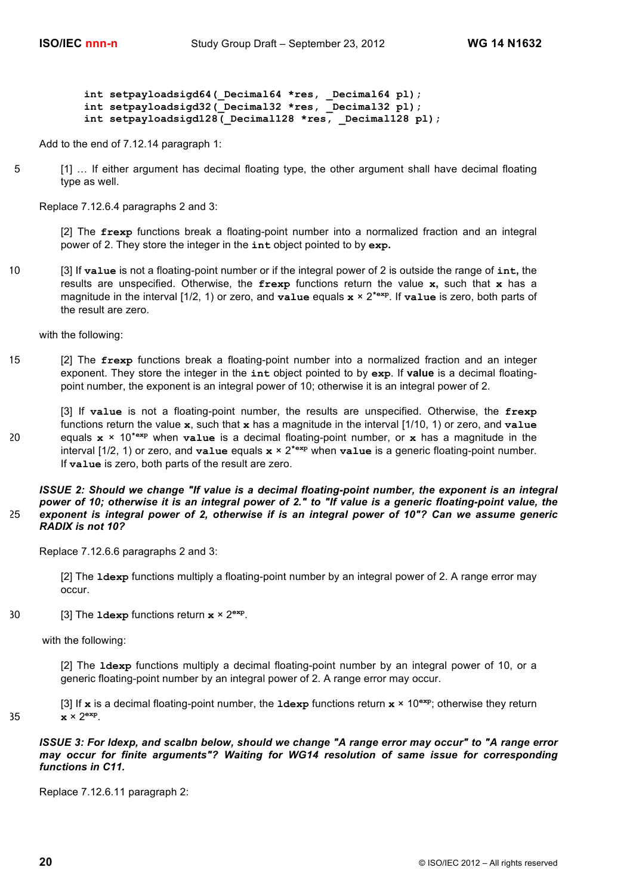```
int setpayloadsigd64(_Decimal64 *res, _Decimal64 pl);
int setpayloadsigd32(_Decimal32 *res, _Decimal32 pl);
int setpayloadsigd128(_Decimal128 *res, _Decimal128 pl);
```

Add to the end of 7.12.14 paragraph 1:

> [1] … If either argument has decimal floating type, the other argument shall have decimal floating type as well.

Replace 7.12.6.4 paragraphs 2 and 3:

> [2] The **frexp** functions break a floating-point number into a normalized fraction and an integral power of 2. They store the integer in the **int** object pointed to by **exp.**
>
> [3] If **value** is not a floating-point number or if the integral power of 2 is outside the range of **int,** the results are unspecified. Otherwise, the **frexp** functions return the value **x,** such that **x** has a magnitude in the interval [1/2, 1) or zero, and **value** equals **x** × $2^{\mathbf{exp}}$. If **value** is zero, both parts of the result are zero.

with the following:

> [2] The **frexp** functions break a floating-point number into a normalized fraction and an integer exponent. They store the integer in the **int** object pointed to by **exp**. If **value** is a decimal floating-point number, the exponent is an integral power of 10; otherwise it is an integral power of 2.
>
> [3] If **value** is not a floating-point number, the results are unspecified. Otherwise, the **frexp** functions return the value **x**, such that **x** has a magnitude in the interval [1/10, 1) or zero, and **value** equals **x** × $10^{\mathbf{exp}}$ when **value** is a decimal floating-point number, or **x** has a magnitude in the interval [1/2, 1) or zero, and **value** equals **x** × $2^{\mathbf{exp}}$ when **value** is a generic floating-point number. If **value** is zero, both parts of the result are zero.

***ISSUE 2: Should we change "If value is a decimal floating-point number, the exponent is an integral power of 10; otherwise it is an integral power of 2." to "If value is a generic floating-point value, the exponent is integral power of 2, otherwise if is an integral power of 10"? Can we assume generic RADIX is not 10?***

Replace 7.12.6.6 paragraphs 2 and 3:

> [2] The **ldexp** functions multiply a floating-point number by an integral power of 2. A range error may occur.
>
> [3] The **ldexp** functions return **x** × $2^{\mathbf{exp}}$.

with the following:

> [2] The **ldexp** functions multiply a decimal floating-point number by an integral power of 10, or a generic floating-point number by an integral power of 2. A range error may occur.
>
> [3] If **x** is a decimal floating-point number, the **ldexp** functions return **x** × $10^{\mathbf{exp}}$; otherwise they return **x** × $2^{\mathbf{exp}}$.

***ISSUE 3: For ldexp, and scalbn below, should we change "A range error may occur" to "A range error may occur for finite arguments"? Waiting for WG14 resolution of same issue for corresponding functions in C11.***

Replace 7.12.6.11 paragraph 2: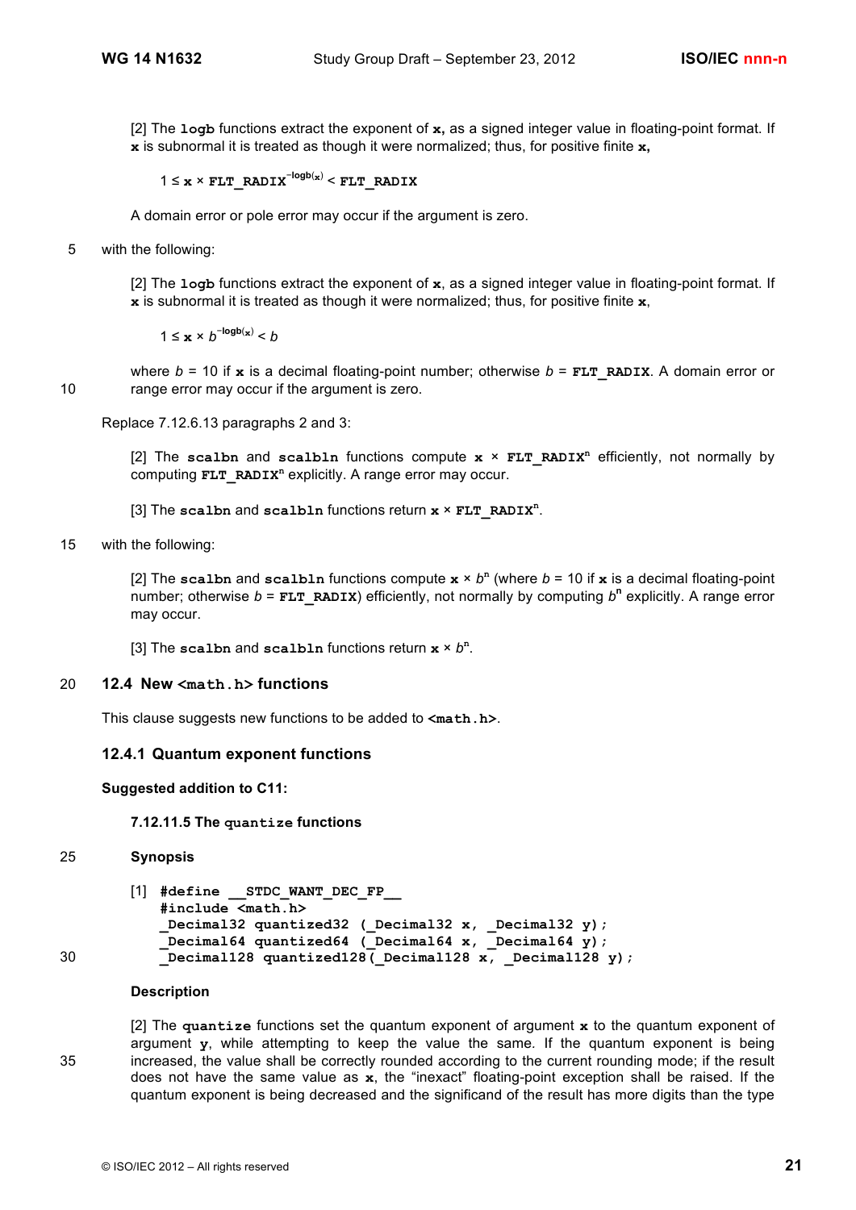[2] The **logb** functions extract the exponent of **x,** as a signed integer value in floating-point format. If **x** is subnormal it is treated as though it were normalized; thus, for positive finite **x,**

$$1 \le \mathbf{x} \times \mathtt{FLT\_RADIX}^{-\mathrm{logb}(\mathbf{x})} < \mathtt{FLT\_RADIX}$$

A domain error or pole error may occur if the argument is zero.

with the following:

[2] The **logb** functions extract the exponent of **x**, as a signed integer value in floating-point format. If **x** is subnormal it is treated as though it were normalized; thus, for positive finite **x**,

$$1 \le \mathbf{x} \times b^{-\mathrm{logb}(\mathbf{x})} < b$$

where $b = 10$ if **x** is a decimal floating-point number; otherwise $b =$ **FLT_RADIX**. A domain error or range error may occur if the argument is zero.

Replace 7.12.6.13 paragraphs 2 and 3:

[2] The **scalbn** and **scalbln** functions compute $\mathbf{x} \times \mathtt{FLT\_RADIX}^{n}$ efficiently, not normally by computing $\mathtt{FLT\_RADIX}^{n}$ explicitly. A range error may occur.

[3] The **scalbn** and **scalbln** functions return $\mathbf{x} \times \mathtt{FLT\_RADIX}^{n}$.

with the following:

[2] The **scalbn** and **scalbln** functions compute $\mathbf{x} \times b^{n}$ (where $b = 10$ if **x** is a decimal floating-point number; otherwise $b =$ **FLT_RADIX**) efficiently, not normally by computing $b^{n}$ explicitly. A range error may occur.

[3] The **scalbn** and **scalbln** functions return $\mathbf{x} \times b^{n}$.

## 12.4 New <math.h> functions

This clause suggests new functions to be added to **<math.h>**.

### 12.4.1 Quantum exponent functions

**Suggested addition to C11:**

**7.12.11.5 The quantize functions**

**Synopsis**

[1]
```
#define __STDC_WANT_DEC_FP__
#include <math.h>
_Decimal32 quantized32 (_Decimal32 x, _Decimal32 y);
_Decimal64 quantized64 (_Decimal64 x, _Decimal64 y);
_Decimal128 quantized128(_Decimal128 x, _Decimal128 y);
```

**Description**

[2] The **quantize** functions set the quantum exponent of argument **x** to the quantum exponent of argument **y**, while attempting to keep the value the same. If the quantum exponent is being increased, the value shall be correctly rounded according to the current rounding mode; if the result does not have the same value as **x**, the "inexact" floating-point exception shall be raised. If the quantum exponent is being decreased and the significand of the result has more digits than the type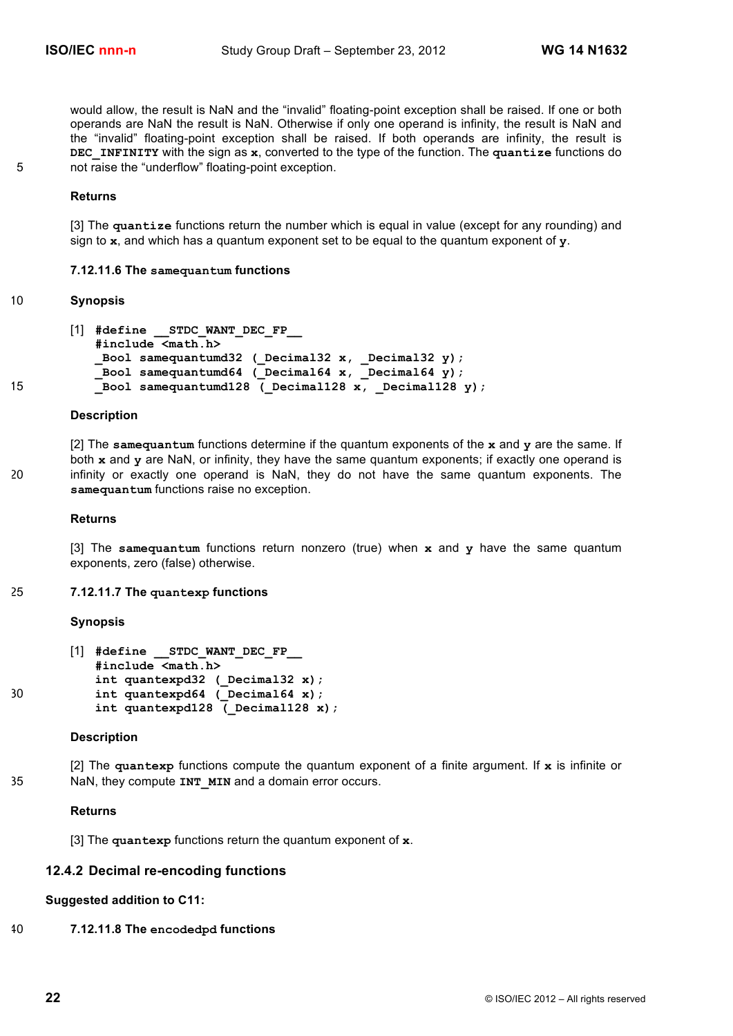would allow, the result is NaN and the "invalid" floating-point exception shall be raised. If one or both operands are NaN the result is NaN. Otherwise if only one operand is infinity, the result is NaN and the "invalid" floating-point exception shall be raised. If both operands are infinity, the result is **DEC_INFINITY** with the sign as **x**, converted to the type of the function. The **quantize** functions do not raise the "underflow" floating-point exception.

**Returns**

[3] The **quantize** functions return the number which is equal in value (except for any rounding) and sign to **x**, and which has a quantum exponent set to be equal to the quantum exponent of **y**.

**7.12.11.6 The samequantum functions**

**Synopsis**

[1]
```
#define __STDC_WANT_DEC_FP__
#include <math.h>
_Bool samequantumd32 (_Decimal32 x, _Decimal32 y);
_Bool samequantumd64 (_Decimal64 x, _Decimal64 y);
_Bool samequantumd128 (_Decimal128 x, _Decimal128 y);
```

**Description**

[2] The **samequantum** functions determine if the quantum exponents of the **x** and **y** are the same. If both **x** and **y** are NaN, or infinity, they have the same quantum exponents; if exactly one operand is infinity or exactly one operand is NaN, they do not have the same quantum exponents. The **samequantum** functions raise no exception.

**Returns**

[3] The **samequantum** functions return nonzero (true) when **x** and **y** have the same quantum exponents, zero (false) otherwise.

**7.12.11.7 The quantexp functions**

**Synopsis**

[1]
```
#define __STDC_WANT_DEC_FP__
#include <math.h>
int quantexpd32 (_Decimal32 x);
int quantexpd64 (_Decimal64 x);
int quantexpd128 (_Decimal128 x);
```

**Description**

[2] The **quantexp** functions compute the quantum exponent of a finite argument. If **x** is infinite or NaN, they compute **INT_MIN** and a domain error occurs.

**Returns**

[3] The **quantexp** functions return the quantum exponent of **x**.

## 12.4.2 Decimal re-encoding functions

**Suggested addition to C11:**

**7.12.11.8 The encodedpd functions**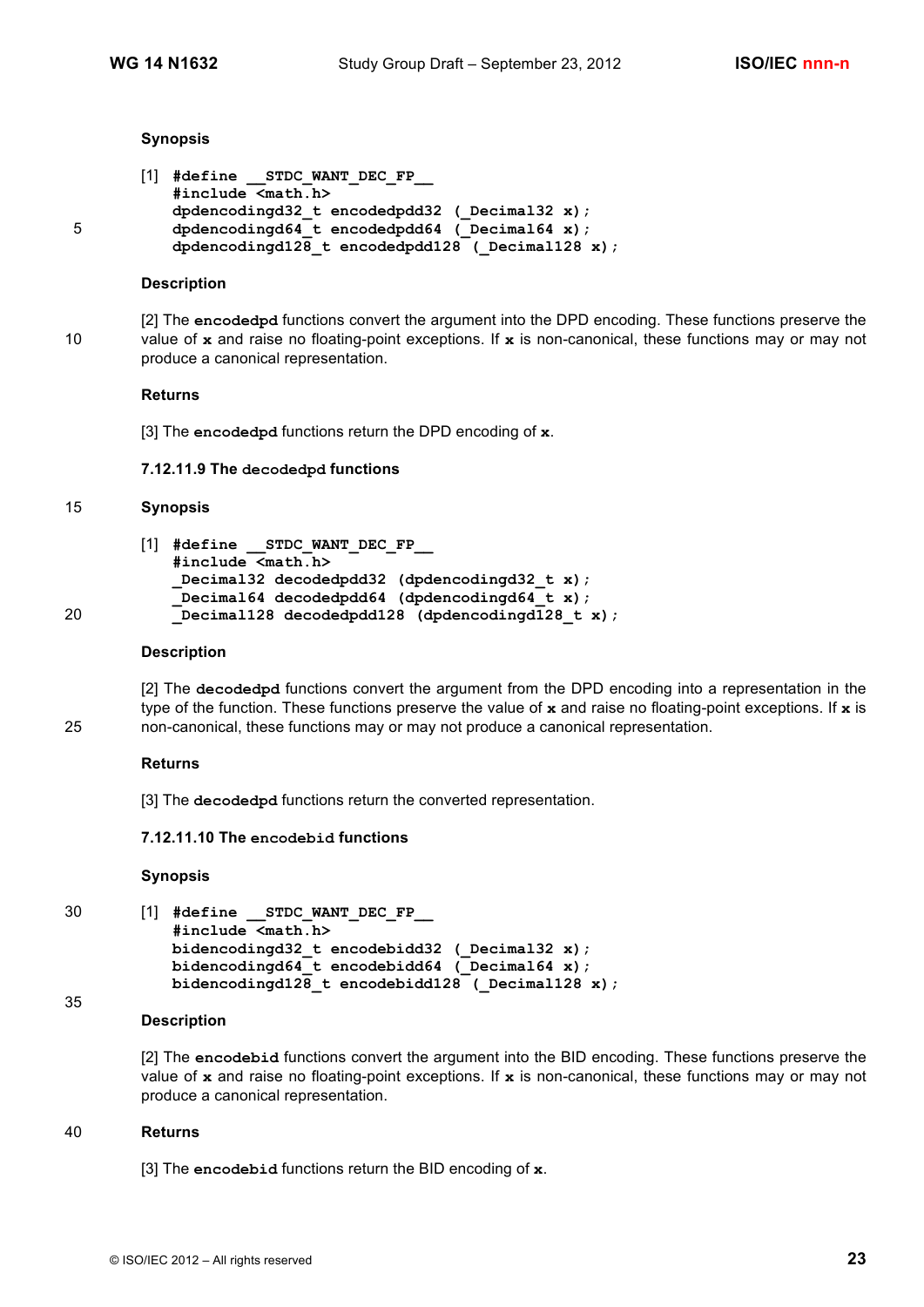**Synopsis**

[1]
```
#define __STDC_WANT_DEC_FP__
#include <math.h>
dpdencodingd32_t encodedpdd32 (_Decimal32 x);
dpdencodingd64_t encodedpdd64 (_Decimal64 x);
dpdencodingd128_t encodedpdd128 (_Decimal128 x);
```

**Description**

[2] The **encodedpd** functions convert the argument into the DPD encoding. These functions preserve the value of **x** and raise no floating-point exceptions. If **x** is non-canonical, these functions may or may not produce a canonical representation.

**Returns**

[3] The **encodedpd** functions return the DPD encoding of **x**.

### 7.12.11.9 The decodedpd functions

**Synopsis**

[1]
```
#define __STDC_WANT_DEC_FP__
#include <math.h>
_Decimal32 decodedpdd32 (dpdencodingd32_t x);
_Decimal64 decodedpdd64 (dpdencodingd64_t x);
_Decimal128 decodedpdd128 (dpdencodingd128_t x);
```

**Description**

[2] The **decodedpd** functions convert the argument from the DPD encoding into a representation in the type of the function. These functions preserve the value of **x** and raise no floating-point exceptions. If **x** is non-canonical, these functions may or may not produce a canonical representation.

**Returns**

[3] The **decodedpd** functions return the converted representation.

### 7.12.11.10 The encodebid functions

**Synopsis**

[1]
```
#define __STDC_WANT_DEC_FP__
#include <math.h>
bidencodingd32_t encodebidd32 (_Decimal32 x);
bidencodingd64_t encodebidd64 (_Decimal64 x);
bidencodingd128_t encodebidd128 (_Decimal128 x);
```

**Description**

[2] The **encodebid** functions convert the argument into the BID encoding. These functions preserve the value of **x** and raise no floating-point exceptions. If **x** is non-canonical, these functions may or may not produce a canonical representation.

**Returns**

[3] The **encodebid** functions return the BID encoding of **x**.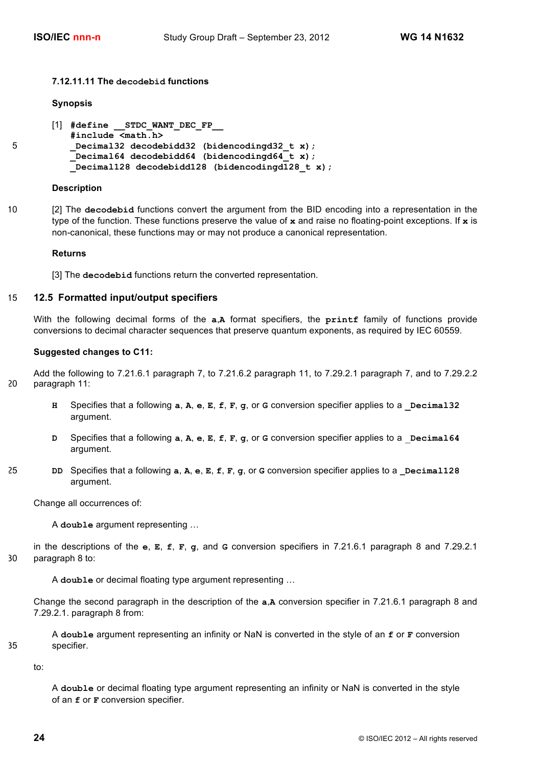#### 7.12.11.11 The decodebid functions

**Synopsis**

[1]
```
#define __STDC_WANT_DEC_FP__
#include <math.h>
_Decimal32 decodebidd32 (bidencodingd32_t x);
_Decimal64 decodebidd64 (bidencodingd64_t x);
_Decimal128 decodebidd128 (bidencodingd128_t x);
```

**Description**

[2] The **decodebid** functions convert the argument from the BID encoding into a representation in the type of the function. These functions preserve the value of **x** and raise no floating-point exceptions. If **x** is non-canonical, these functions may or may not produce a canonical representation.

**Returns**

[3] The **decodebid** functions return the converted representation.

## 12.5 Formatted input/output specifiers

With the following decimal forms of the **a**,**A** format specifiers, the **printf** family of functions provide conversions to decimal character sequences that preserve quantum exponents, as required by IEC 60559.

**Suggested changes to C11:**

Add the following to 7.21.6.1 paragraph 7, to 7.21.6.2 paragraph 11, to 7.29.2.1 paragraph 7, and to 7.29.2.2 paragraph 11:

**H** Specifies that a following **a**, **A**, **e**, **E**, **f**, **F**, **g**, or **G** conversion specifier applies to a **_Decimal32** argument.

**D** Specifies that a following **a**, **A**, **e**, **E**, **f**, **F**, **g**, or **G** conversion specifier applies to a **_Decimal64** argument.

**DD** Specifies that a following **a**, **A**, **e**, **E**, **f**, **F**, **g**, or **G** conversion specifier applies to a **_Decimal128** argument.

Change all occurrences of:

> A **double** argument representing …

in the descriptions of the **e**, **E**, **f**, **F**, **g**, and **G** conversion specifiers in 7.21.6.1 paragraph 8 and 7.29.2.1 paragraph 8 to:

> A **double** or decimal floating type argument representing …

Change the second paragraph in the description of the **a**,**A** conversion specifier in 7.21.6.1 paragraph 8 and 7.29.2.1. paragraph 8 from:

> A **double** argument representing an infinity or NaN is converted in the style of an **f** or **F** conversion specifier.

to:

> A **double** or decimal floating type argument representing an infinity or NaN is converted in the style of an **f** or **F** conversion specifier.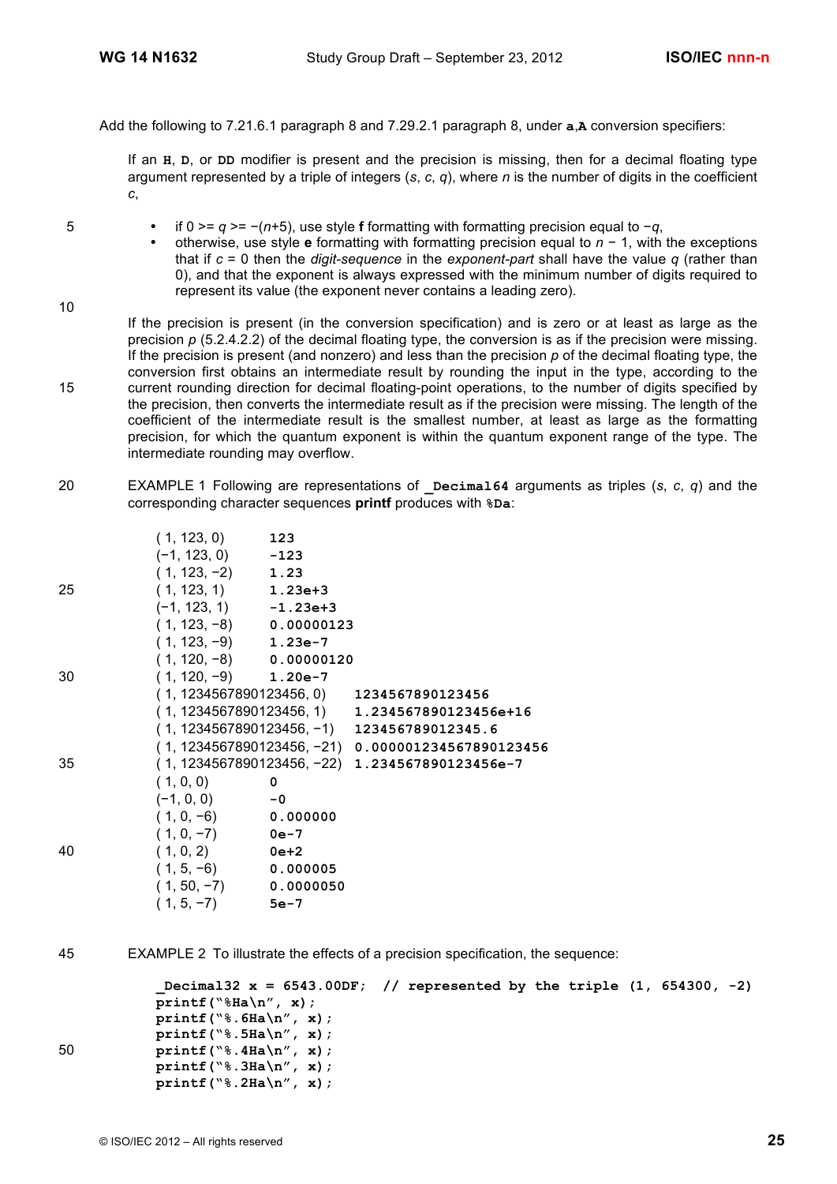Add the following to 7.21.6.1 paragraph 8 and 7.29.2.1 paragraph 8, under **a**,**A** conversion specifiers:

If an **H**, **D**, or **DD** modifier is present and the precision is missing, then for a decimal floating type argument represented by a triple of integers (*s*, *c*, *q*), where *n* is the number of digits in the coefficient *c*,

- if $0 >= q >= -(n+5)$, use style **f** formatting with formatting precision equal to $-q$,
- otherwise, use style **e** formatting with formatting precision equal to $n - 1$, with the exceptions that if $c = 0$ then the *digit-sequence* in the *exponent-part* shall have the value *q* (rather than 0), and that the exponent is always expressed with the minimum number of digits required to represent its value (the exponent never contains a leading zero).

If the precision is present (in the conversion specification) and is zero or at least as large as the precision *p* (5.2.4.2.2) of the decimal floating type, the conversion is as if the precision were missing. If the precision is present (and nonzero) and less than the precision *p* of the decimal floating type, the conversion first obtains an intermediate result by rounding the input in the type, according to the current rounding direction for decimal floating-point operations, to the number of digits specified by the precision, then converts the intermediate result as if the precision were missing. The length of the coefficient of the intermediate result is the smallest number, at least as large as the formatting precision, for which the quantum exponent is within the quantum exponent range of the type. The intermediate rounding may overflow.

EXAMPLE 1 Following are representations of **_Decimal64** arguments as triples (*s*, *c*, *q*) and the corresponding character sequences **printf** produces with **%Da**:

| | |
|---|---|
| ( 1, 123, 0) | `123` |
| (−1, 123, 0) | `-123` |
| ( 1, 123, −2) | `1.23` |
| ( 1, 123, 1) | `1.23e+3` |
| (−1, 123, 1) | `-1.23e+3` |
| ( 1, 123, −8) | `0.00000123` |
| ( 1, 123, −9) | `1.23e-7` |
| ( 1, 120, −8) | `0.00000120` |
| ( 1, 120, −9) | `1.20e-7` |
| ( 1, 1234567890123456, 0) | `1234567890123456` |
| ( 1, 1234567890123456, 1) | `1.234567890123456e+16` |
| ( 1, 1234567890123456, −1) | `123456789012345.6` |
| ( 1, 1234567890123456, −21) | `0.000001234567890123456` |
| ( 1, 1234567890123456, −22) | `1.234567890123456e-7` |
| ( 1, 0, 0) | `0` |
| (−1, 0, 0) | `-0` |
| ( 1, 0, −6) | `0.000000` |
| ( 1, 0, −7) | `0e-7` |
| ( 1, 0, 2) | `0e+2` |
| ( 1, 5, −6) | `0.000005` |
| ( 1, 50, −7) | `0.0000050` |
| ( 1, 5, −7) | `5e-7` |

EXAMPLE 2 To illustrate the effects of a precision specification, the sequence:

```
_Decimal32 x = 6543.00DF;  // represented by the triple (1, 654300, -2)
printf("%Ha\n", x);
printf("%.6Ha\n", x);
printf("%.5Ha\n", x);
printf("%.4Ha\n", x);
printf("%.3Ha\n", x);
printf("%.2Ha\n", x);
```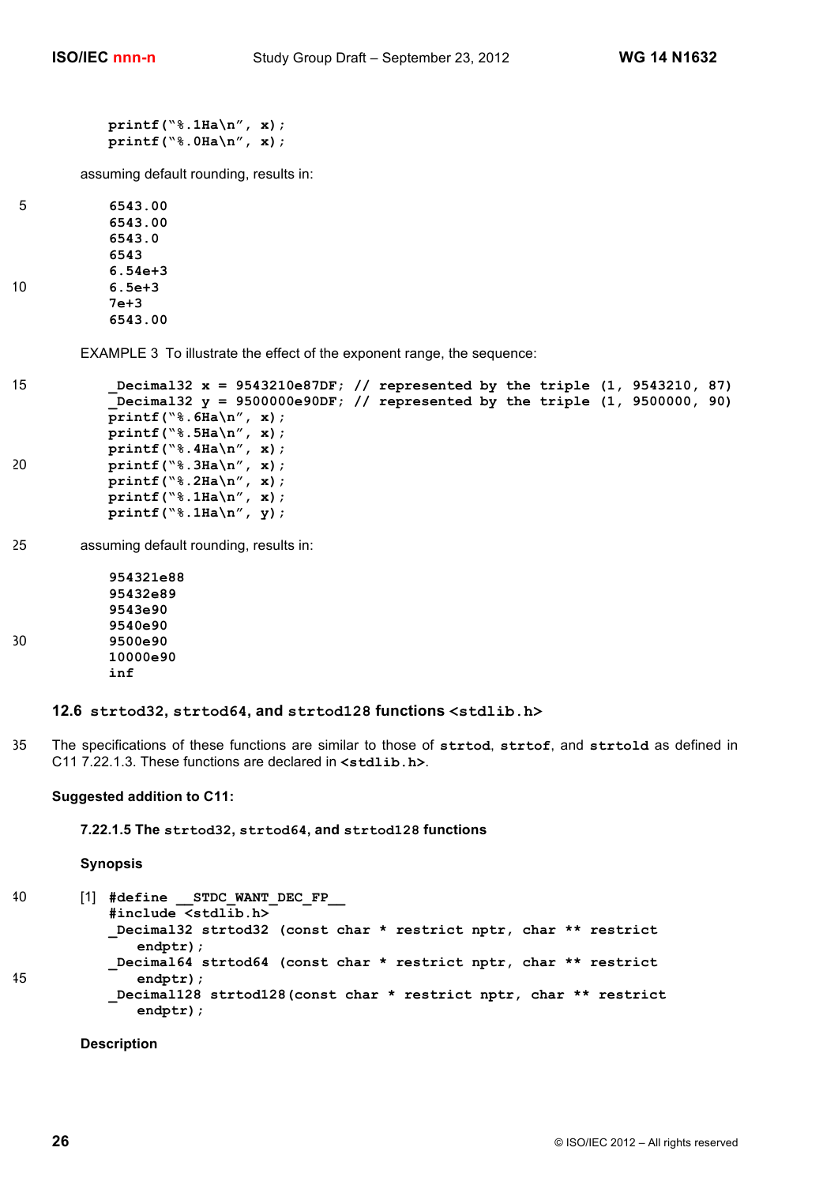```
printf("%.1Ha\n", x);
printf("%.0Ha\n", x);
```

assuming default rounding, results in:

```
6543.00
6543.00
6543.0
6543
6.54e+3
6.5e+3
7e+3
6543.00
```

EXAMPLE 3 To illustrate the effect of the exponent range, the sequence:

```
_Decimal32 x = 9543210e87DF; // represented by the triple (1, 9543210, 87)
_Decimal32 y = 9500000e90DF; // represented by the triple (1, 9500000, 90)
printf("%.6Ha\n", x);
printf("%.5Ha\n", x);
printf("%.4Ha\n", x);
printf("%.3Ha\n", x);
printf("%.2Ha\n", x);
printf("%.1Ha\n", x);
printf("%.1Ha\n", y);
```

assuming default rounding, results in:

```
954321e88
95432e89
9543e90
9540e90
9500e90
10000e90
inf
```

### 12.6 `strtod32`, `strtod64`, and `strtod128` functions `<stdlib.h>`

The specifications of these functions are similar to those of **`strtod`**, **`strtof`**, and **`strtold`** as defined in C11 7.22.1.3. These functions are declared in **`<stdlib.h>`**.

**Suggested addition to C11:**

#### 7.22.1.5 The `strtod32`, `strtod64`, and `strtod128` functions

**Synopsis**

[1]
```
#define __STDC_WANT_DEC_FP__
#include <stdlib.h>
_Decimal32 strtod32 (const char * restrict nptr, char ** restrict
    endptr);
_Decimal64 strtod64 (const char * restrict nptr, char ** restrict
    endptr);
_Decimal128 strtod128(const char * restrict nptr, char ** restrict
    endptr);
```

**Description**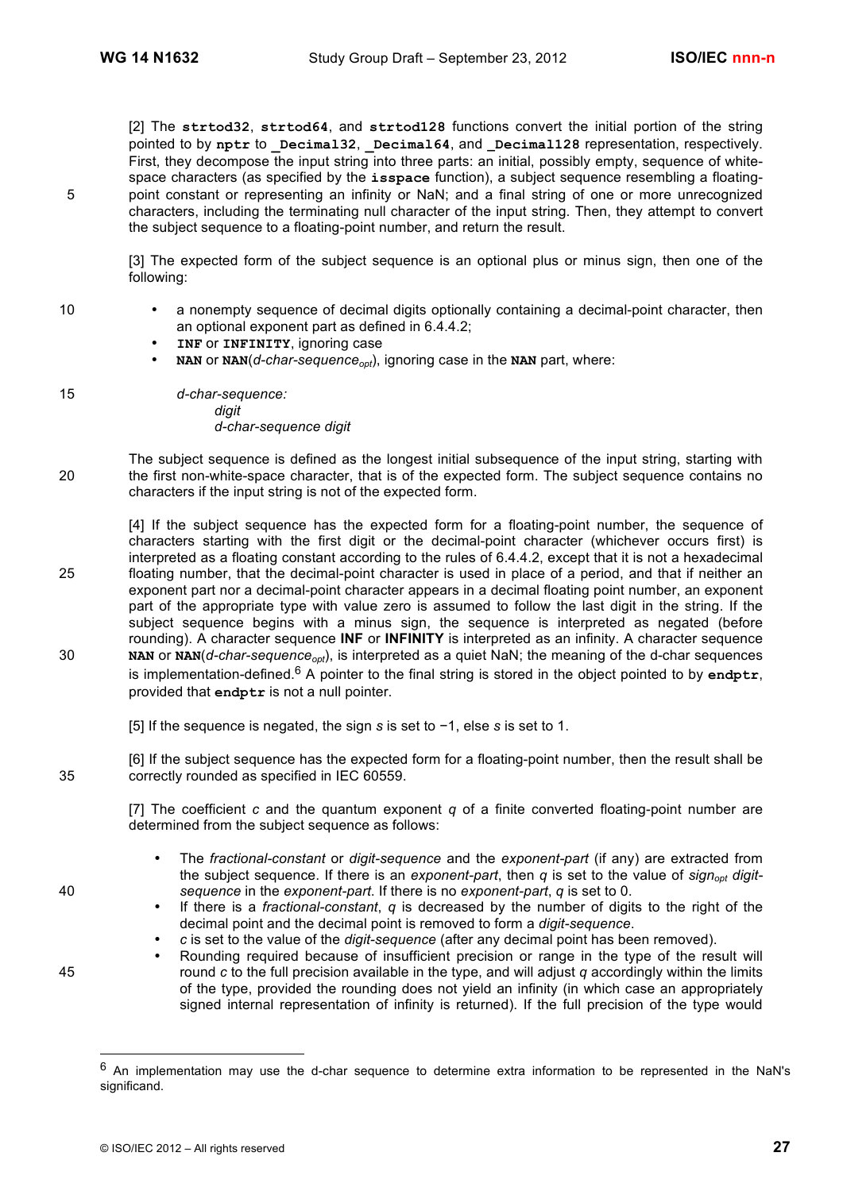[2] The **strtod32**, **strtod64**, and **strtod128** functions convert the initial portion of the string pointed to by **nptr** to **_Decimal32**, **_Decimal64**, and **_Decimal128** representation, respectively. First, they decompose the input string into three parts: an initial, possibly empty, sequence of white-space characters (as specified by the **isspace** function), a subject sequence resembling a floating-point constant or representing an infinity or NaN; and a final string of one or more unrecognized characters, including the terminating null character of the input string. Then, they attempt to convert the subject sequence to a floating-point number, and return the result.

[3] The expected form of the subject sequence is an optional plus or minus sign, then one of the following:

- a nonempty sequence of decimal digits optionally containing a decimal-point character, then an optional exponent part as defined in 6.4.4.2;
- **INF** or **INFINITY**, ignoring case
- **NAN** or **NAN**(*d-char-sequence*$_{opt}$), ignoring case in the **NAN** part, where:

  *d-char-sequence:*
  - *digit*
  - *d-char-sequence digit*

The subject sequence is defined as the longest initial subsequence of the input string, starting with the first non-white-space character, that is of the expected form. The subject sequence contains no characters if the input string is not of the expected form.

[4] If the subject sequence has the expected form for a floating-point number, the sequence of characters starting with the first digit or the decimal-point character (whichever occurs first) is interpreted as a floating constant according to the rules of 6.4.4.2, except that it is not a hexadecimal floating number, that the decimal-point character is used in place of a period, and that if neither an exponent part nor a decimal-point character appears in a decimal floating point number, an exponent part of the appropriate type with value zero is assumed to follow the last digit in the string. If the subject sequence begins with a minus sign, the sequence is interpreted as negated (before rounding). A character sequence **INF** or **INFINITY** is interpreted as an infinity. A character sequence **NAN** or **NAN**(*d-char-sequence*$_{opt}$), is interpreted as a quiet NaN; the meaning of the d-char sequences is implementation-defined.[6] A pointer to the final string is stored in the object pointed to by **endptr**, provided that **endptr** is not a null pointer.

[5] If the sequence is negated, the sign $s$ is set to −1, else $s$ is set to 1.

[6] If the subject sequence has the expected form for a floating-point number, then the result shall be correctly rounded as specified in IEC 60559.

[7] The coefficient $c$ and the quantum exponent $q$ of a finite converted floating-point number are determined from the subject sequence as follows:

- The *fractional-constant* or *digit-sequence* and the *exponent-part* (if any) are extracted from the subject sequence. If there is an *exponent-part*, then $q$ is set to the value of *sign*$_{opt}$ *digit-sequence* in the *exponent-part*. If there is no *exponent-part*, $q$ is set to 0.
- If there is a *fractional-constant*, $q$ is decreased by the number of digits to the right of the decimal point and the decimal point is removed to form a *digit-sequence*.
- $c$ is set to the value of the *digit-sequence* (after any decimal point has been removed).
- Rounding required because of insufficient precision or range in the type of the result will round $c$ to the full precision available in the type, and will adjust $q$ accordingly within the limits of the type, provided the rounding does not yield an infinity (in which case an appropriately signed internal representation of infinity is returned). If the full precision of the type would

[6] An implementation may use the d-char sequence to determine extra information to be represented in the NaN's significand.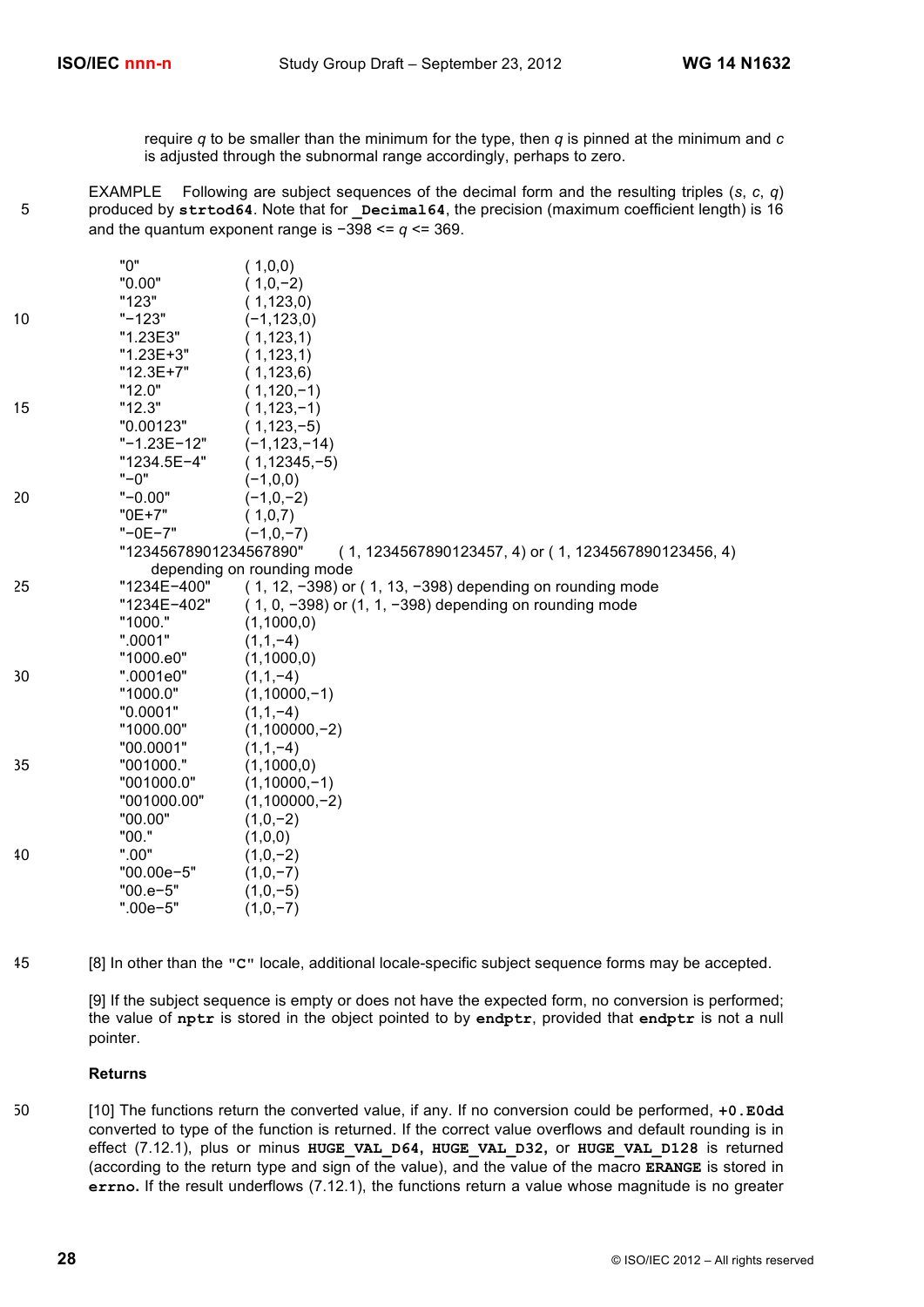require $q$ to be smaller than the minimum for the type, then $q$ is pinned at the minimum and $c$ is adjusted through the subnormal range accordingly, perhaps to zero.

EXAMPLE Following are subject sequences of the decimal form and the resulting triples ($s$, $c$, $q$) produced by **strtod64**. Note that for **_Decimal64**, the precision (maximum coefficient length) is 16 and the quantum exponent range is −398 <= $q$ <= 369.

```
"0"                   ( 1,0,0)
"0.00"                ( 1,0,−2)
"123"                 ( 1,123,0)
"−123"                (−1,123,0)
"1.23E3"              ( 1,123,1)
"1.23E+3"             ( 1,123,1)
"12.3E+7"             ( 1,123,6)
"12.0"                ( 1,120,−1)
"12.3"                ( 1,123,−1)
"0.00123"             ( 1,123,−5)
"−1.23E−12"           (−1,123,−14)
"1234.5E−4"           ( 1,12345,−5)
"−0"                  (−1,0,0)
"−0.00"               (−1,0,−2)
"0E+7"                ( 1,0,7)
"−0E−7"               (−1,0,−7)
"12345678901234567890"     ( 1, 1234567890123457, 4) or ( 1, 1234567890123456, 4)
     depending on rounding mode
"1234E−400"           ( 1, 12, −398) or ( 1, 13, −398) depending on rounding mode
"1234E−402"           ( 1, 0, −398) or (1, 1, −398) depending on rounding mode
"1000."               (1,1000,0)
".0001"               (1,1,−4)
"1000.e0"             (1,1000,0)
".0001e0"             (1,1,−4)
"1000.0"              (1,10000,−1)
"0.0001"              (1,1,−4)
"1000.00"             (1,100000,−2)
"00.0001"             (1,1,−4)
"001000."             (1,1000,0)
"001000.0"            (1,10000,−1)
"001000.00"           (1,100000,−2)
"00.00"               (1,0,−2)
"00."                 (1,0,0)
".00"                 (1,0,−2)
"00.00e−5"            (1,0,−7)
"00.e−5"              (1,0,−5)
".00e−5"              (1,0,−7)
```

[8] In other than the **"C"** locale, additional locale-specific subject sequence forms may be accepted.

[9] If the subject sequence is empty or does not have the expected form, no conversion is performed; the value of **nptr** is stored in the object pointed to by **endptr**, provided that **endptr** is not a null pointer.

**Returns**

[10] The functions return the converted value, if any. If no conversion could be performed, **+0.E0dd** converted to type of the function is returned. If the correct value overflows and default rounding is in effect (7.12.1), plus or minus **HUGE_VAL_D64**, **HUGE_VAL_D32**, or **HUGE_VAL_D128** is returned (according to the return type and sign of the value), and the value of the macro **ERANGE** is stored in **errno**. If the result underflows (7.12.1), the functions return a value whose magnitude is no greater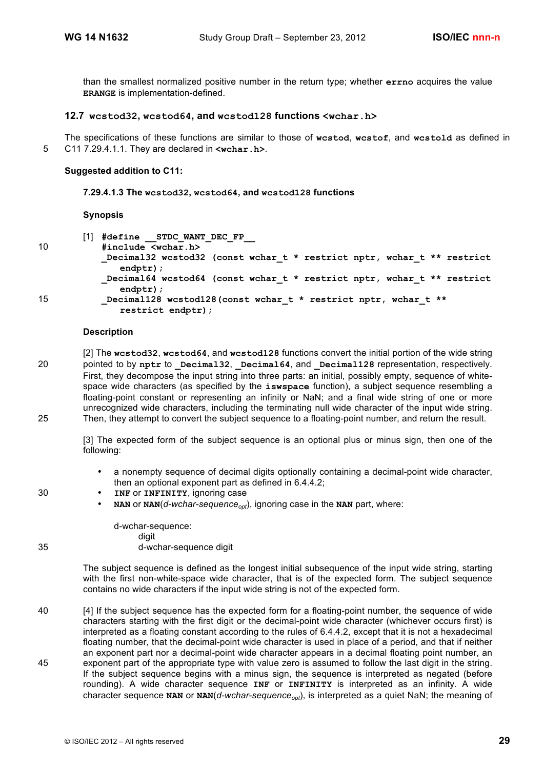than the smallest normalized positive number in the return type; whether **errno** acquires the value **ERANGE** is implementation-defined.

## 12.7 wcstod32, wcstod64, and wcstod128 functions <wchar.h>

The specifications of these functions are similar to those of **wcstod**, **wcstof**, and **wcstold** as defined in C11 7.29.4.1.1. They are declared in **<wchar.h>**.

**Suggested addition to C11:**

**7.29.4.1.3 The wcstod32, wcstod64, and wcstod128 functions**

**Synopsis**

[1]
```
#define __STDC_WANT_DEC_FP__
#include <wchar.h>
_Decimal32 wcstod32 (const wchar_t * restrict nptr, wchar_t ** restrict
    endptr);
_Decimal64 wcstod64 (const wchar_t * restrict nptr, wchar_t ** restrict
    endptr);
_Decimal128 wcstod128(const wchar_t * restrict nptr, wchar_t **
    restrict endptr);
```

**Description**

[2] The **wcstod32**, **wcstod64**, and **wcstod128** functions convert the initial portion of the wide string pointed to by **nptr** to **_Decimal32**, **_Decimal64**, and **_Decimal128** representation, respectively. First, they decompose the input string into three parts: an initial, possibly empty, sequence of white-space wide characters (as specified by the **iswspace** function), a subject sequence resembling a floating-point constant or representing an infinity or NaN; and a final wide string of one or more unrecognized wide characters, including the terminating null wide character of the input wide string. Then, they attempt to convert the subject sequence to a floating-point number, and return the result.

[3] The expected form of the subject sequence is an optional plus or minus sign, then one of the following:

- a nonempty sequence of decimal digits optionally containing a decimal-point wide character, then an optional exponent part as defined in 6.4.4.2;
- **INF** or **INFINITY**, ignoring case
- **NAN** or **NAN**(*d-wchar-sequence*$_{opt}$), ignoring case in the **NAN** part, where:

  d-wchar-sequence:
  
  digit
  
  d-wchar-sequence digit

The subject sequence is defined as the longest initial subsequence of the input wide string, starting with the first non-white-space wide character, that is of the expected form. The subject sequence contains no wide characters if the input wide string is not of the expected form.

[4] If the subject sequence has the expected form for a floating-point number, the sequence of wide characters starting with the first digit or the decimal-point wide character (whichever occurs first) is interpreted as a floating constant according to the rules of 6.4.4.2, except that it is not a hexadecimal floating number, that the decimal-point wide character is used in place of a period, and that if neither an exponent part nor a decimal-point wide character appears in a decimal floating point number, an exponent part of the appropriate type with value zero is assumed to follow the last digit in the string. If the subject sequence begins with a minus sign, the sequence is interpreted as negated (before rounding). A wide character sequence **INF** or **INFINITY** is interpreted as an infinity. A wide character sequence **NAN** or **NAN**(*d-wchar-sequence*$_{opt}$), is interpreted as a quiet NaN; the meaning of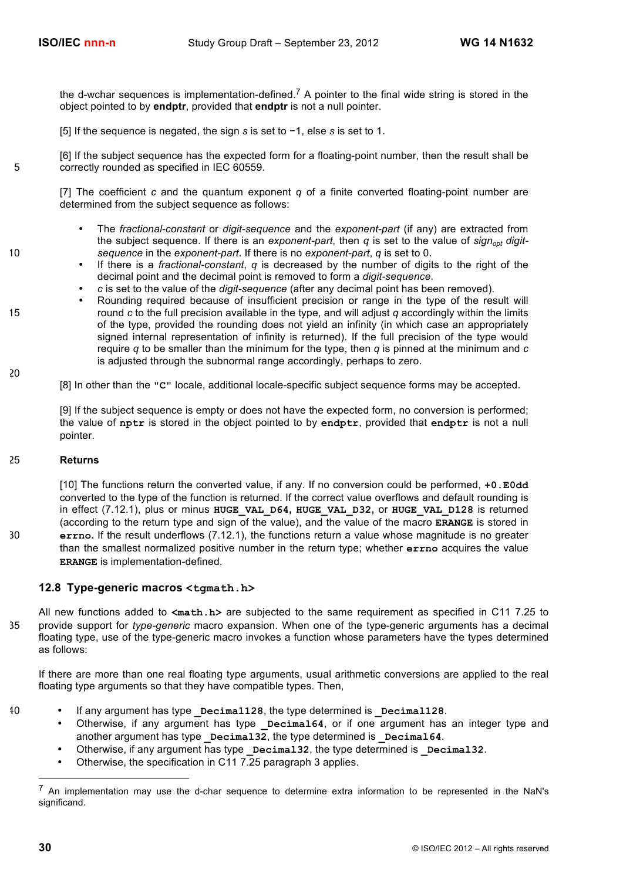the d-wchar sequences is implementation-defined.[7] A pointer to the final wide string is stored in the object pointed to by **endptr**, provided that **endptr** is not a null pointer.

[5] If the sequence is negated, the sign $s$ is set to −1, else $s$ is set to 1.

[6] If the subject sequence has the expected form for a floating-point number, then the result shall be correctly rounded as specified in IEC 60559.

[7] The coefficient $c$ and the quantum exponent $q$ of a finite converted floating-point number are determined from the subject sequence as follows:

- The *fractional-constant* or *digit-sequence* and the *exponent-part* (if any) are extracted from the subject sequence. If there is an *exponent-part*, then $q$ is set to the value of $sign_{opt}$ *digit-sequence* in the *exponent-part*. If there is no *exponent-part*, $q$ is set to 0.
- If there is a *fractional-constant*, $q$ is decreased by the number of digits to the right of the decimal point and the decimal point is removed to form a *digit-sequence*.
- $c$ is set to the value of the *digit-sequence* (after any decimal point has been removed).
- Rounding required because of insufficient precision or range in the type of the result will round $c$ to the full precision available in the type, and will adjust $q$ accordingly within the limits of the type, provided the rounding does not yield an infinity (in which case an appropriately signed internal representation of infinity is returned). If the full precision of the type would require $q$ to be smaller than the minimum for the type, then $q$ is pinned at the minimum and $c$ is adjusted through the subnormal range accordingly, perhaps to zero.

[8] In other than the `"C"` locale, additional locale-specific subject sequence forms may be accepted.

[9] If the subject sequence is empty or does not have the expected form, no conversion is performed; the value of **`nptr`** is stored in the object pointed to by **`endptr`**, provided that **`endptr`** is not a null pointer.

**Returns**

[10] The functions return the converted value, if any. If no conversion could be performed, **`+0.E0dd`** converted to the type of the function is returned. If the correct value overflows and default rounding is in effect (7.12.1), plus or minus **`HUGE_VAL_D64`**, **`HUGE_VAL_D32`**, or **`HUGE_VAL_D128`** is returned (according to the return type and sign of the value), and the value of the macro **`ERANGE`** is stored in **`errno`**. If the result underflows (7.12.1), the functions return a value whose magnitude is no greater than the smallest normalized positive number in the return type; whether **`errno`** acquires the value **`ERANGE`** is implementation-defined.

## 12.8 Type-generic macros `<tgmath.h>`

All new functions added to **`<math.h>`** are subjected to the same requirement as specified in C11 7.25 to provide support for *type-generic* macro expansion. When one of the type-generic arguments has a decimal floating type, use of the type-generic macro invokes a function whose parameters have the types determined as follows:

If there are more than one real floating type arguments, usual arithmetic conversions are applied to the real floating type arguments so that they have compatible types. Then,

- If any argument has type **`_Decimal128`**, the type determined is **`_Decimal128`**.
- Otherwise, if any argument has type **`_Decimal64`**, or if one argument has an integer type and another argument has type **`_Decimal32`**, the type determined is **`_Decimal64`**.
- Otherwise, if any argument has type **`_Decimal32`**, the type determined is **`_Decimal32`**.
- Otherwise, the specification in C11 7.25 paragraph 3 applies.

[7] An implementation may use the d-char sequence to determine extra information to be represented in the NaN's significand.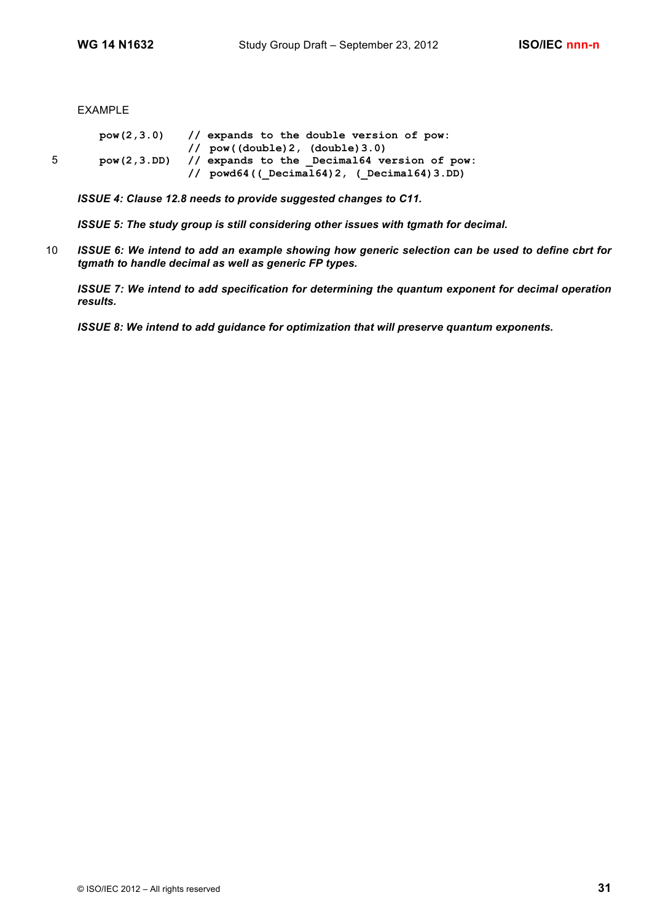EXAMPLE

```
pow(2,3.0)    // expands to the double version of pow:
              // pow((double)2, (double)3.0)
pow(2,3.DD)   // expands to the _Decimal64 version of pow:
              // powd64((_Decimal64)2, (_Decimal64)3.DD)
```

***ISSUE 4: Clause 12.8 needs to provide suggested changes to C11.***

***ISSUE 5: The study group is still considering other issues with tgmath for decimal.***

***ISSUE 6: We intend to add an example showing how generic selection can be used to define cbrt for tgmath to handle decimal as well as generic FP types.***

***ISSUE 7: We intend to add specification for determining the quantum exponent for decimal operation results.***

***ISSUE 8: We intend to add guidance for optimization that will preserve quantum exponents.***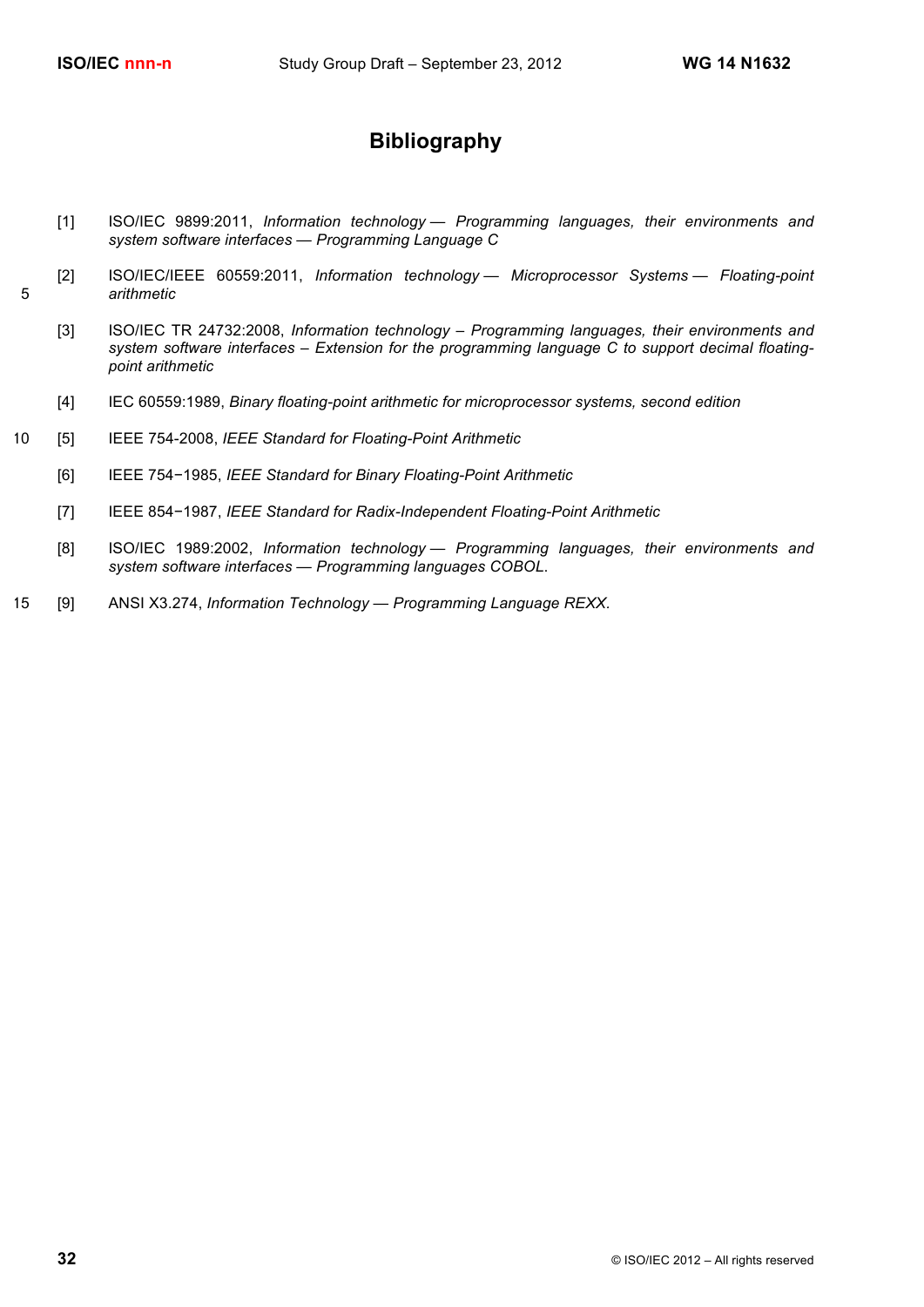# Bibliography

[1] ISO/IEC 9899:2011, *Information technology — Programming languages, their environments and system software interfaces — Programming Language C*

[2] ISO/IEC/IEEE 60559:2011, *Information technology — Microprocessor Systems — Floating-point arithmetic*

[3] ISO/IEC TR 24732:2008, *Information technology – Programming languages, their environments and system software interfaces – Extension for the programming language C to support decimal floating-point arithmetic*

[4] IEC 60559:1989, *Binary floating-point arithmetic for microprocessor systems, second edition*

[5] IEEE 754-2008, *IEEE Standard for Floating-Point Arithmetic*

[6] IEEE 754−1985, *IEEE Standard for Binary Floating-Point Arithmetic*

[7] IEEE 854−1987, *IEEE Standard for Radix-Independent Floating-Point Arithmetic*

[8] ISO/IEC 1989:2002, *Information technology — Programming languages, their environments and system software interfaces — Programming languages COBOL.*

[9] ANSI X3.274, *Information Technology — Programming Language REXX.*